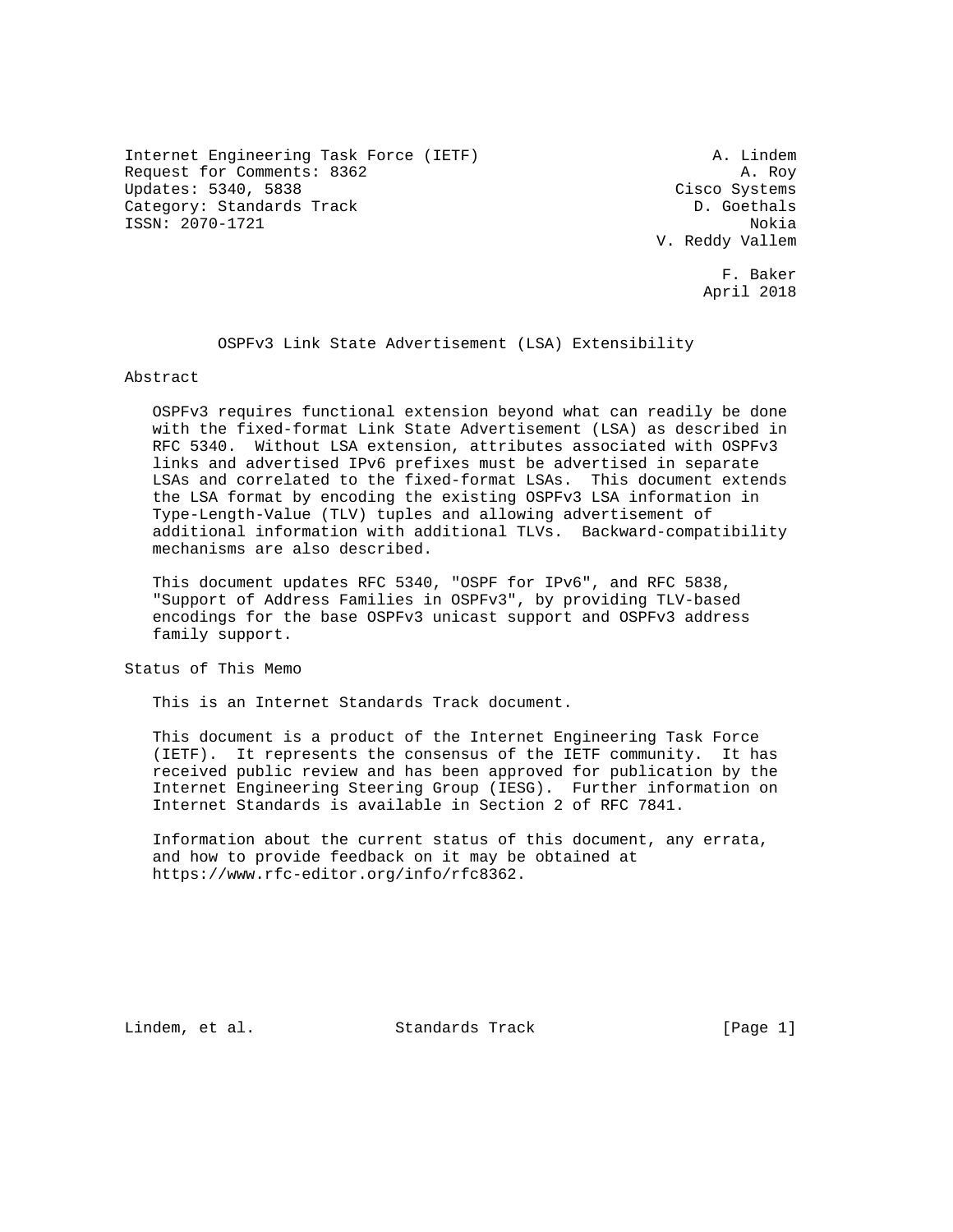Internet Engineering Task Force (IETF) A. Lindem
Request for Comments: 8362 A. Roy
Updates: 5340, 5838 Cisco Systems
Category: Standards Track D. Goethals
ISSN: 2070-1721 Nokia
V. Reddy Vallem

F. Baker
April 2018

# OSPFv3 Link State Advertisement (LSA) Extensibility

## Abstract

OSPFv3 requires functional extension beyond what can readily be done with the fixed-format Link State Advertisement (LSA) as described in RFC 5340. Without LSA extension, attributes associated with OSPFv3 links and advertised IPv6 prefixes must be advertised in separate LSAs and correlated to the fixed-format LSAs. This document extends the LSA format by encoding the existing OSPFv3 LSA information in Type-Length-Value (TLV) tuples and allowing advertisement of additional information with additional TLVs. Backward-compatibility mechanisms are also described.

This document updates RFC 5340, "OSPF for IPv6", and RFC 5838, "Support of Address Families in OSPFv3", by providing TLV-based encodings for the base OSPFv3 unicast support and OSPFv3 address family support.

## Status of This Memo

This is an Internet Standards Track document.

This document is a product of the Internet Engineering Task Force (IETF). It represents the consensus of the IETF community. It has received public review and has been approved for publication by the Internet Engineering Steering Group (IESG). Further information on Internet Standards is available in Section 2 of RFC 7841.

Information about the current status of this document, any errata, and how to provide feedback on it may be obtained at https://www.rfc-editor.org/info/rfc8362.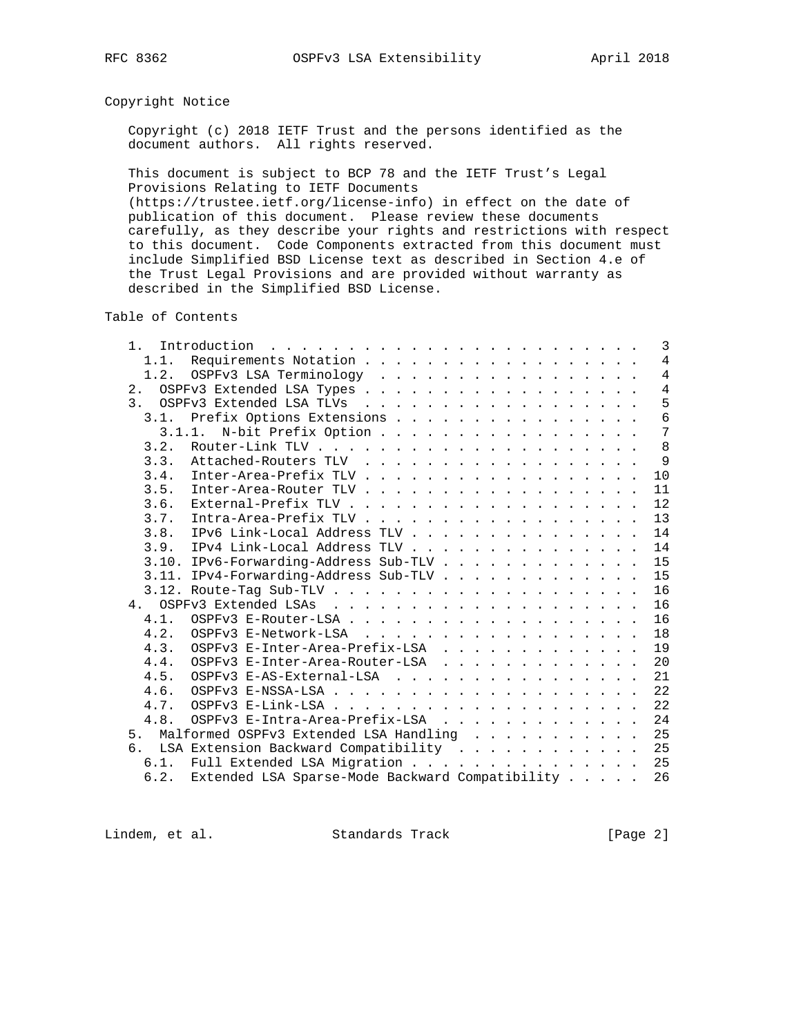## Copyright Notice

Copyright (c) 2018 IETF Trust and the persons identified as the document authors. All rights reserved.

This document is subject to BCP 78 and the IETF Trust's Legal Provisions Relating to IETF Documents (https://trustee.ietf.org/license-info) in effect on the date of publication of this document. Please review these documents carefully, as they describe your rights and restrictions with respect to this document. Code Components extracted from this document must include Simplified BSD License text as described in Section 4.e of the Trust Legal Provisions and are provided without warranty as described in the Simplified BSD License.

## Table of Contents

```
   1.  Introduction  . . . . . . . . . . . . . . . . . . . . . . . .   3
     1.1.  Requirements Notation . . . . . . . . . . . . . . . . . .   4
     1.2.  OSPFv3 LSA Terminology  . . . . . . . . . . . . . . . . .   4
   2.  OSPFv3 Extended LSA Types . . . . . . . . . . . . . . . . . .   4
   3.  OSPFv3 Extended LSA TLVs  . . . . . . . . . . . . . . . . . .   5
     3.1.  Prefix Options Extensions . . . . . . . . . . . . . . . .   6
       3.1.1.  N-bit Prefix Option . . . . . . . . . . . . . . . . .   7
     3.2.  Router-Link TLV . . . . . . . . . . . . . . . . . . . . .   8
     3.3.  Attached-Routers TLV  . . . . . . . . . . . . . . . . . .   9
     3.4.  Inter-Area-Prefix TLV . . . . . . . . . . . . . . . . . .  10
     3.5.  Inter-Area-Router TLV . . . . . . . . . . . . . . . . . .  11
     3.6.  External-Prefix TLV . . . . . . . . . . . . . . . . . . .  12
     3.7.  Intra-Area-Prefix TLV . . . . . . . . . . . . . . . . . .  13
     3.8.  IPv6 Link-Local Address TLV . . . . . . . . . . . . . . .  14
     3.9.  IPv4 Link-Local Address TLV . . . . . . . . . . . . . . .  14
     3.10. IPv6-Forwarding-Address Sub-TLV . . . . . . . . . . . . .  15
     3.11. IPv4-Forwarding-Address Sub-TLV . . . . . . . . . . . . .  15
     3.12. Route-Tag Sub-TLV . . . . . . . . . . . . . . . . . . . .  16
   4.  OSPFv3 Extended LSAs  . . . . . . . . . . . . . . . . . . . .  16
     4.1.  OSPFv3 E-Router-LSA . . . . . . . . . . . . . . . . . . .  16
     4.2.  OSPFv3 E-Network-LSA  . . . . . . . . . . . . . . . . . .  18
     4.3.  OSPFv3 E-Inter-Area-Prefix-LSA  . . . . . . . . . . . . .  19
     4.4.  OSPFv3 E-Inter-Area-Router-LSA  . . . . . . . . . . . . .  20
     4.5.  OSPFv3 E-AS-External-LSA  . . . . . . . . . . . . . . . .  21
     4.6.  OSPFv3 E-NSSA-LSA . . . . . . . . . . . . . . . . . . . .  22
     4.7.  OSPFv3 E-Link-LSA . . . . . . . . . . . . . . . . . . . .  22
     4.8.  OSPFv3 E-Intra-Area-Prefix-LSA  . . . . . . . . . . . . .  24
   5.  Malformed OSPFv3 Extended LSA Handling  . . . . . . . . . . .  25
   6.  LSA Extension Backward Compatibility  . . . . . . . . . . . .  25
     6.1.  Full Extended LSA Migration . . . . . . . . . . . . . . .  25
     6.2.  Extended LSA Sparse-Mode Backward Compatibility . . . . .  26
```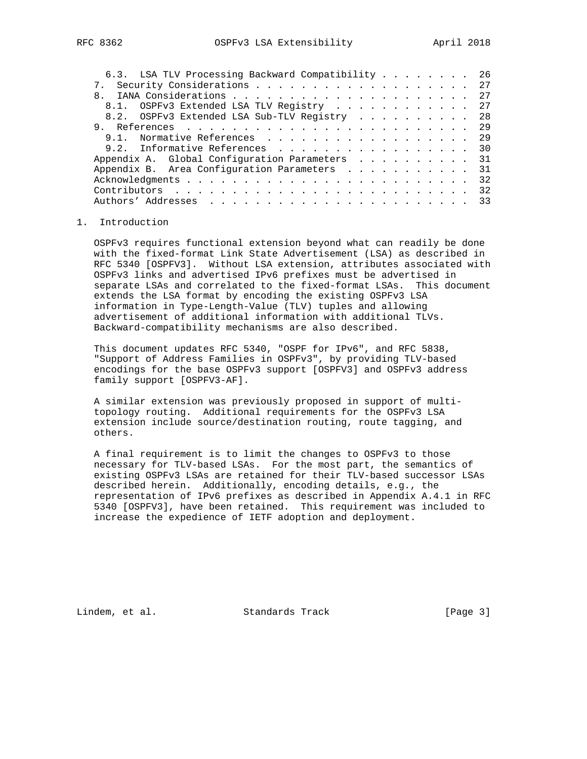6.3. LSA TLV Processing Backward Compatibility . . . . . . . . 26
   7. Security Considerations . . . . . . . . . . . . . . . . . . . 27
   8. IANA Considerations . . . . . . . . . . . . . . . . . . . . . 27
     8.1. OSPFv3 Extended LSA TLV Registry . . . . . . . . . . . . 27
     8.2. OSPFv3 Extended LSA Sub-TLV Registry . . . . . . . . . . 28
   9. References . . . . . . . . . . . . . . . . . . . . . . . . . 29
     9.1. Normative References . . . . . . . . . . . . . . . . . . 29
     9.2. Informative References . . . . . . . . . . . . . . . . . 30
   Appendix A. Global Configuration Parameters . . . . . . . . . . 31
   Appendix B. Area Configuration Parameters . . . . . . . . . . . 31
   Acknowledgments . . . . . . . . . . . . . . . . . . . . . . . . . 32
   Contributors . . . . . . . . . . . . . . . . . . . . . . . . . . 32
   Authors' Addresses . . . . . . . . . . . . . . . . . . . . . . . 33

# 1. Introduction

OSPFv3 requires functional extension beyond what can readily be done with the fixed-format Link State Advertisement (LSA) as described in RFC 5340 [OSPFV3]. Without LSA extension, attributes associated with OSPFv3 links and advertised IPv6 prefixes must be advertised in separate LSAs and correlated to the fixed-format LSAs. This document extends the LSA format by encoding the existing OSPFv3 LSA information in Type-Length-Value (TLV) tuples and allowing advertisement of additional information with additional TLVs. Backward-compatibility mechanisms are also described.

This document updates RFC 5340, "OSPF for IPv6", and RFC 5838, "Support of Address Families in OSPFv3", by providing TLV-based encodings for the base OSPFv3 support [OSPFV3] and OSPFv3 address family support [OSPFV3-AF].

A similar extension was previously proposed in support of multi-topology routing. Additional requirements for the OSPFv3 LSA extension include source/destination routing, route tagging, and others.

A final requirement is to limit the changes to OSPFv3 to those necessary for TLV-based LSAs. For the most part, the semantics of existing OSPFv3 LSAs are retained for their TLV-based successor LSAs described herein. Additionally, encoding details, e.g., the representation of IPv6 prefixes as described in Appendix A.4.1 in RFC 5340 [OSPFV3], have been retained. This requirement was included to increase the expedience of IETF adoption and deployment.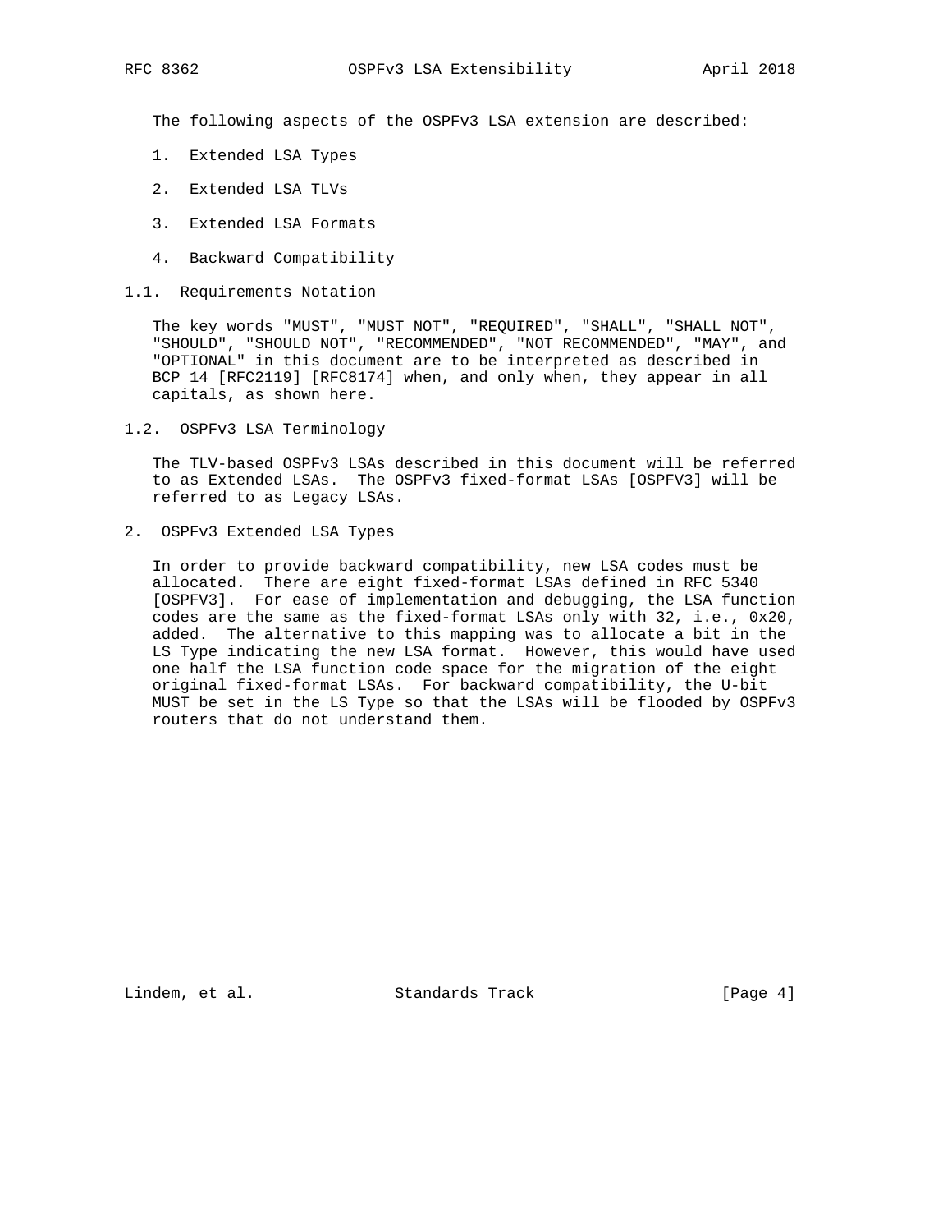The following aspects of the OSPFv3 LSA extension are described:

1. Extended LSA Types
2. Extended LSA TLVs
3. Extended LSA Formats
4. Backward Compatibility

### 1.1. Requirements Notation

The key words "MUST", "MUST NOT", "REQUIRED", "SHALL", "SHALL NOT", "SHOULD", "SHOULD NOT", "RECOMMENDED", "NOT RECOMMENDED", "MAY", and "OPTIONAL" in this document are to be interpreted as described in BCP 14 [RFC2119] [RFC8174] when, and only when, they appear in all capitals, as shown here.

### 1.2. OSPFv3 LSA Terminology

The TLV-based OSPFv3 LSAs described in this document will be referred to as Extended LSAs. The OSPFv3 fixed-format LSAs [OSPFV3] will be referred to as Legacy LSAs.

## 2. OSPFv3 Extended LSA Types

In order to provide backward compatibility, new LSA codes must be allocated. There are eight fixed-format LSAs defined in RFC 5340 [OSPFV3]. For ease of implementation and debugging, the LSA function codes are the same as the fixed-format LSAs only with 32, i.e., 0x20, added. The alternative to this mapping was to allocate a bit in the LS Type indicating the new LSA format. However, this would have used one half the LSA function code space for the migration of the eight original fixed-format LSAs. For backward compatibility, the U-bit MUST be set in the LS Type so that the LSAs will be flooded by OSPFv3 routers that do not understand them.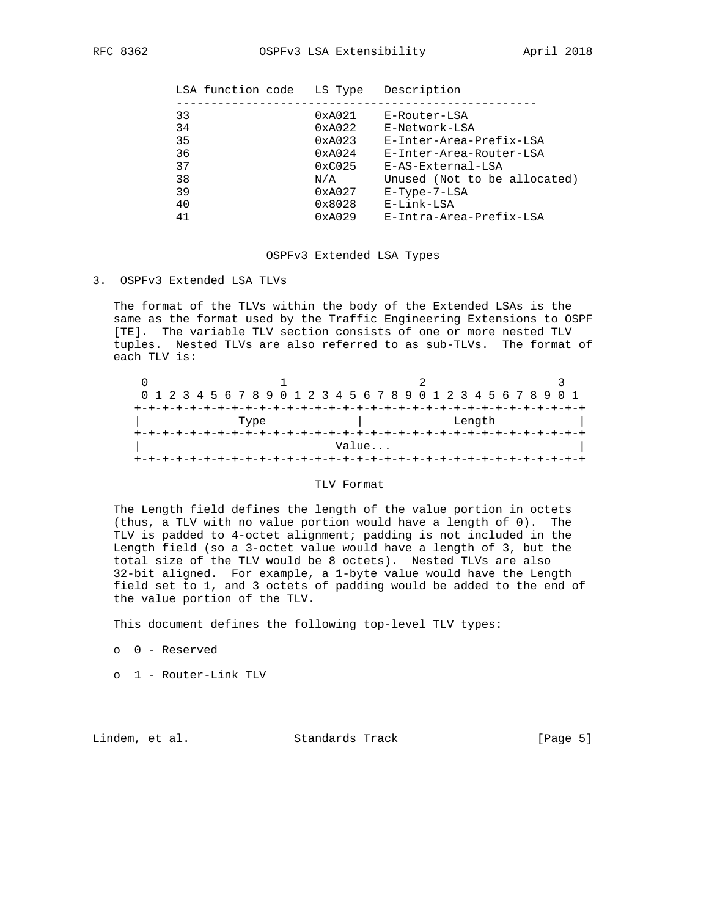| LSA function code | LS Type | Description |
|---|---|---|
| 33 | 0xA021 | E-Router-LSA |
| 34 | 0xA022 | E-Network-LSA |
| 35 | 0xA023 | E-Inter-Area-Prefix-LSA |
| 36 | 0xA024 | E-Inter-Area-Router-LSA |
| 37 | 0xC025 | E-AS-External-LSA |
| 38 | N/A | Unused (Not to be allocated) |
| 39 | 0xA027 | E-Type-7-LSA |
| 40 | 0x8028 | E-Link-LSA |
| 41 | 0xA029 | E-Intra-Area-Prefix-LSA |

OSPFv3 Extended LSA Types

## 3. OSPFv3 Extended LSA TLVs

The format of the TLVs within the body of the Extended LSAs is the same as the format used by the Traffic Engineering Extensions to OSPF [TE]. The variable TLV section consists of one or more nested TLV tuples. Nested TLVs are also referred to as sub-TLVs. The format of each TLV is:

```
 0                   1                   2                   3
 0 1 2 3 4 5 6 7 8 9 0 1 2 3 4 5 6 7 8 9 0 1 2 3 4 5 6 7 8 9 0 1
+-+-+-+-+-+-+-+-+-+-+-+-+-+-+-+-+-+-+-+-+-+-+-+-+-+-+-+-+-+-+-+-+
|              Type             |             Length            |
+-+-+-+-+-+-+-+-+-+-+-+-+-+-+-+-+-+-+-+-+-+-+-+-+-+-+-+-+-+-+-+-+
|                            Value...                           |
+-+-+-+-+-+-+-+-+-+-+-+-+-+-+-+-+-+-+-+-+-+-+-+-+-+-+-+-+-+-+-+-+
```

TLV Format

The Length field defines the length of the value portion in octets (thus, a TLV with no value portion would have a length of 0). The TLV is padded to 4-octet alignment; padding is not included in the Length field (so a 3-octet value would have a length of 3, but the total size of the TLV would be 8 octets). Nested TLVs are also 32-bit aligned. For example, a 1-byte value would have the Length field set to 1, and 3 octets of padding would be added to the end of the value portion of the TLV.

This document defines the following top-level TLV types:

- 0 - Reserved
- 1 - Router-Link TLV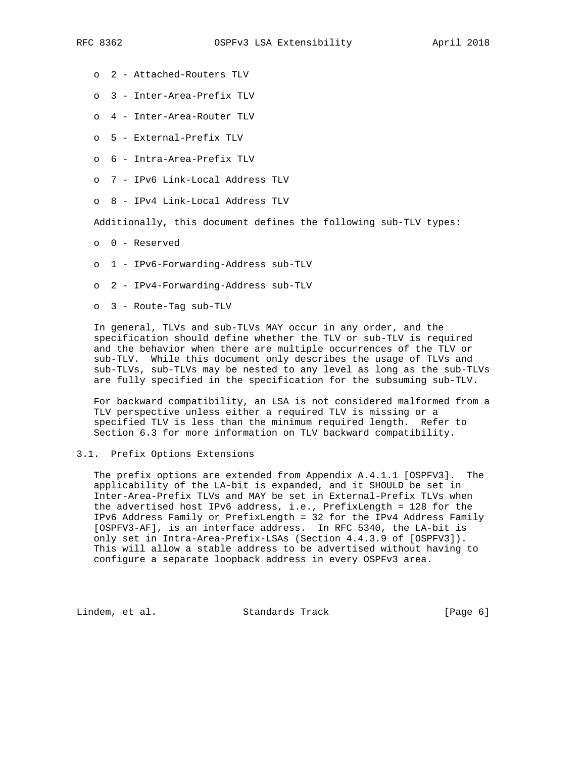- 2 - Attached-Routers TLV
- 3 - Inter-Area-Prefix TLV
- 4 - Inter-Area-Router TLV
- 5 - External-Prefix TLV
- 6 - Intra-Area-Prefix TLV
- 7 - IPv6 Link-Local Address TLV
- 8 - IPv4 Link-Local Address TLV

Additionally, this document defines the following sub-TLV types:

- 0 - Reserved
- 1 - IPv6-Forwarding-Address sub-TLV
- 2 - IPv4-Forwarding-Address sub-TLV
- 3 - Route-Tag sub-TLV

In general, TLVs and sub-TLVs MAY occur in any order, and the specification should define whether the TLV or sub-TLV is required and the behavior when there are multiple occurrences of the TLV or sub-TLV. While this document only describes the usage of TLVs and sub-TLVs, sub-TLVs may be nested to any level as long as the sub-TLVs are fully specified in the specification for the subsuming sub-TLV.

For backward compatibility, an LSA is not considered malformed from a TLV perspective unless either a required TLV is missing or a specified TLV is less than the minimum required length. Refer to Section 6.3 for more information on TLV backward compatibility.

## 3.1. Prefix Options Extensions

The prefix options are extended from Appendix A.4.1.1 [OSPFV3]. The applicability of the LA-bit is expanded, and it SHOULD be set in Inter-Area-Prefix TLVs and MAY be set in External-Prefix TLVs when the advertised host IPv6 address, i.e., PrefixLength = 128 for the IPv6 Address Family or PrefixLength = 32 for the IPv4 Address Family [OSPFV3-AF], is an interface address. In RFC 5340, the LA-bit is only set in Intra-Area-Prefix-LSAs (Section 4.4.3.9 of [OSPFV3]). This will allow a stable address to be advertised without having to configure a separate loopback address in every OSPFv3 area.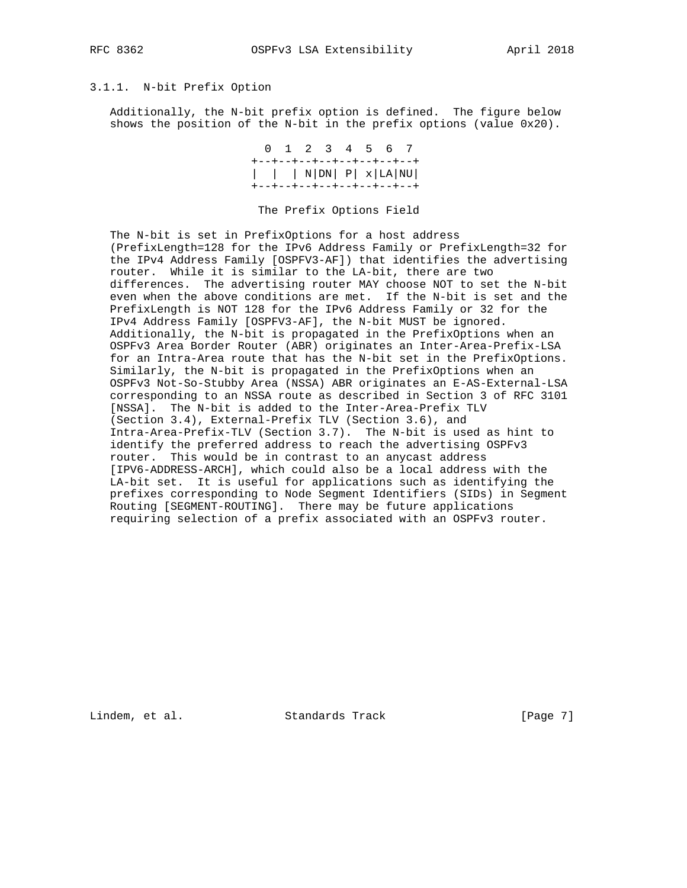### 3.1.1. N-bit Prefix Option

Additionally, the N-bit prefix option is defined. The figure below shows the position of the N-bit in the prefix options (value 0x20).

```
  0  1  2  3  4  5  6  7
+--+--+--+--+--+--+--+--+
|  |  |  | N|DN| P| x|LA|NU|
+--+--+--+--+--+--+--+--+
```

The Prefix Options Field

The N-bit is set in PrefixOptions for a host address (PrefixLength=128 for the IPv6 Address Family or PrefixLength=32 for the IPv4 Address Family [OSPFV3-AF]) that identifies the advertising router. While it is similar to the LA-bit, there are two differences. The advertising router MAY choose NOT to set the N-bit even when the above conditions are met. If the N-bit is set and the PrefixLength is NOT 128 for the IPv6 Address Family or 32 for the IPv4 Address Family [OSPFV3-AF], the N-bit MUST be ignored. Additionally, the N-bit is propagated in the PrefixOptions when an OSPFv3 Area Border Router (ABR) originates an Inter-Area-Prefix-LSA for an Intra-Area route that has the N-bit set in the PrefixOptions. Similarly, the N-bit is propagated in the PrefixOptions when an OSPFv3 Not-So-Stubby Area (NSSA) ABR originates an E-AS-External-LSA corresponding to an NSSA route as described in Section 3 of RFC 3101 [NSSA]. The N-bit is added to the Inter-Area-Prefix TLV (Section 3.4), External-Prefix TLV (Section 3.6), and Intra-Area-Prefix-TLV (Section 3.7). The N-bit is used as hint to identify the preferred address to reach the advertising OSPFv3 router. This would be in contrast to an anycast address [IPV6-ADDRESS-ARCH], which could also be a local address with the LA-bit set. It is useful for applications such as identifying the prefixes corresponding to Node Segment Identifiers (SIDs) in Segment Routing [SEGMENT-ROUTING]. There may be future applications requiring selection of a prefix associated with an OSPFv3 router.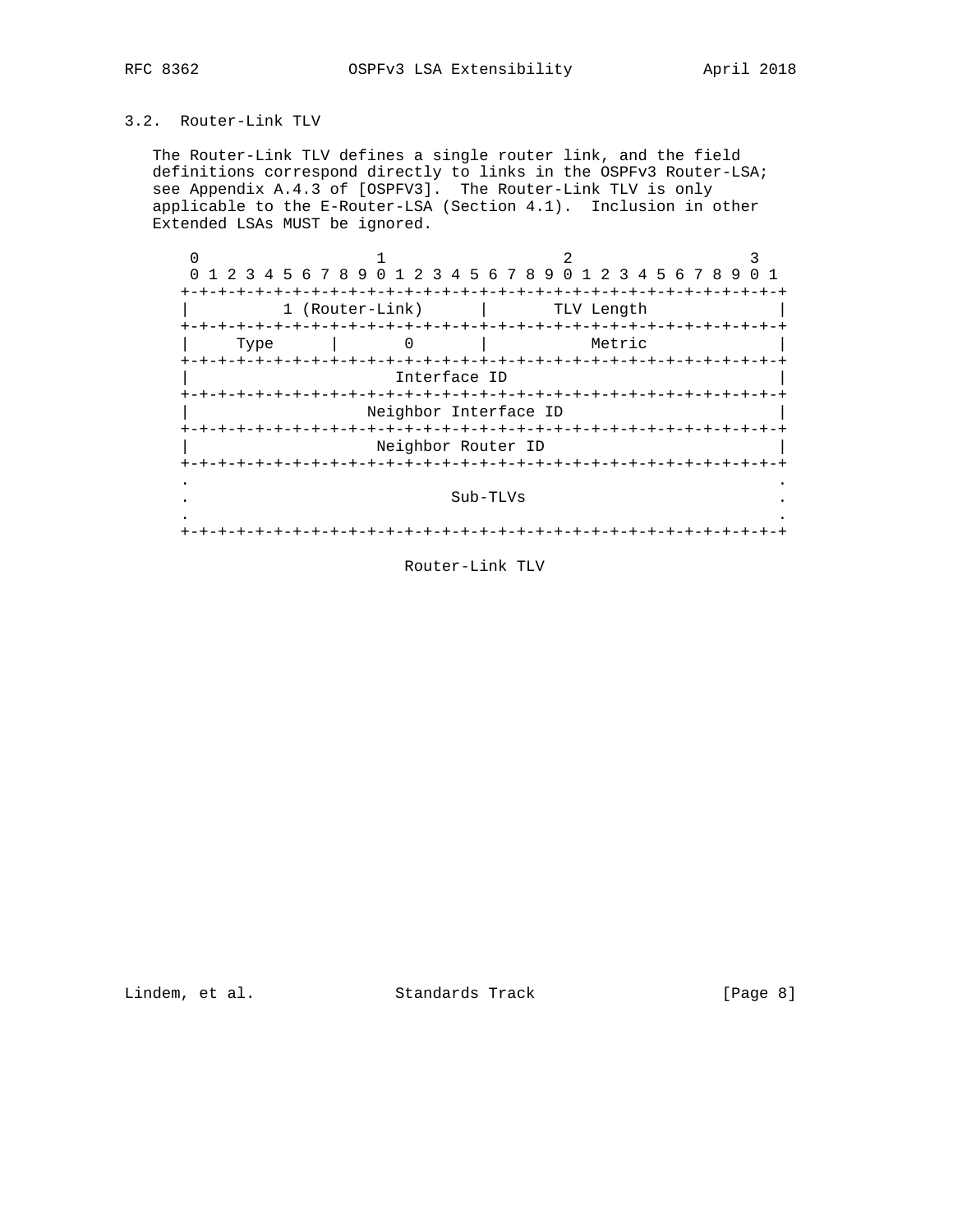### 3.2. Router-Link TLV

The Router-Link TLV defines a single router link, and the field definitions correspond directly to links in the OSPFv3 Router-LSA; see Appendix A.4.3 of [OSPFV3]. The Router-Link TLV is only applicable to the E-Router-LSA (Section 4.1). Inclusion in other Extended LSAs MUST be ignored.

```
 0                   1                   2                   3
 0 1 2 3 4 5 6 7 8 9 0 1 2 3 4 5 6 7 8 9 0 1 2 3 4 5 6 7 8 9 0 1
+-+-+-+-+-+-+-+-+-+-+-+-+-+-+-+-+-+-+-+-+-+-+-+-+-+-+-+-+-+-+-+-+
|          1 (Router-Link)      |       TLV Length              |
+-+-+-+-+-+-+-+-+-+-+-+-+-+-+-+-+-+-+-+-+-+-+-+-+-+-+-+-+-+-+-+-+
|     Type      |       0       |            Metric             |
+-+-+-+-+-+-+-+-+-+-+-+-+-+-+-+-+-+-+-+-+-+-+-+-+-+-+-+-+-+-+-+-+
|                         Interface ID                          |
+-+-+-+-+-+-+-+-+-+-+-+-+-+-+-+-+-+-+-+-+-+-+-+-+-+-+-+-+-+-+-+-+
|                    Neighbor Interface ID                      |
+-+-+-+-+-+-+-+-+-+-+-+-+-+-+-+-+-+-+-+-+-+-+-+-+-+-+-+-+-+-+-+-+
|                     Neighbor Router ID                        |
+-+-+-+-+-+-+-+-+-+-+-+-+-+-+-+-+-+-+-+-+-+-+-+-+-+-+-+-+-+-+-+-+
.                                                               .
.                            Sub-TLVs                           .
.                                                               .
+-+-+-+-+-+-+-+-+-+-+-+-+-+-+-+-+-+-+-+-+-+-+-+-+-+-+-+-+-+-+-+-+
```

Router-Link TLV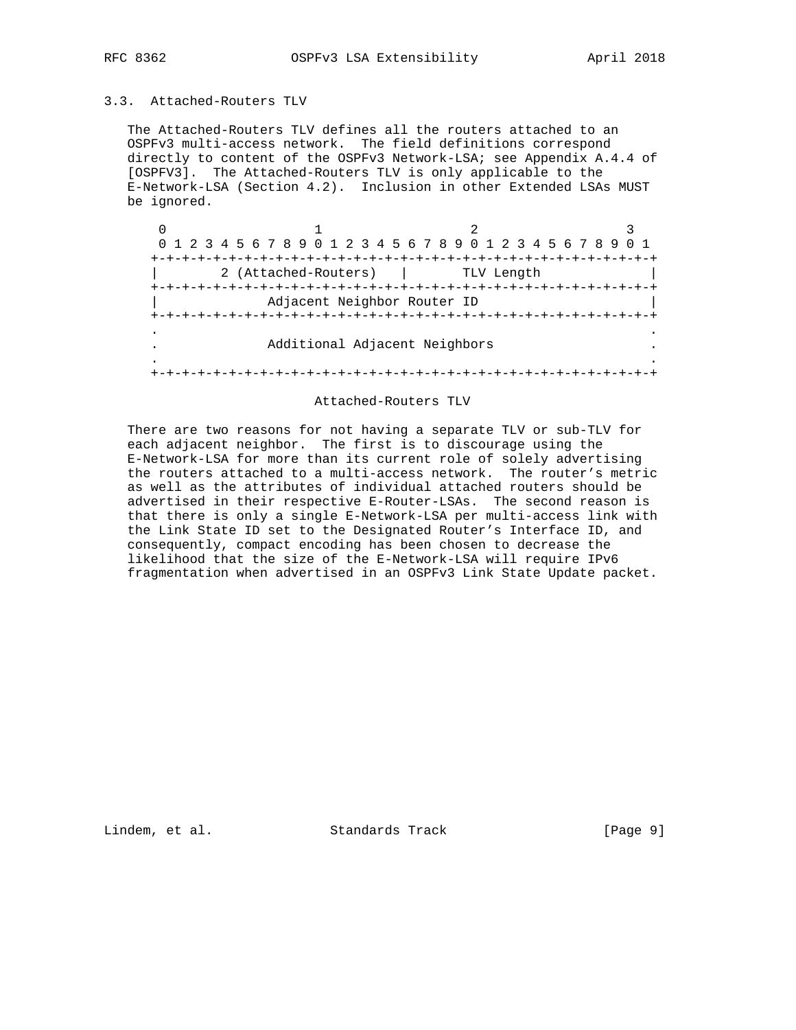### 3.3. Attached-Routers TLV

The Attached-Routers TLV defines all the routers attached to an OSPFv3 multi-access network. The field definitions correspond directly to content of the OSPFv3 Network-LSA; see Appendix A.4.4 of [OSPFV3]. The Attached-Routers TLV is only applicable to the E-Network-LSA (Section 4.2). Inclusion in other Extended LSAs MUST be ignored.

```
 0                   1                   2                   3
 0 1 2 3 4 5 6 7 8 9 0 1 2 3 4 5 6 7 8 9 0 1 2 3 4 5 6 7 8 9 0 1
+-+-+-+-+-+-+-+-+-+-+-+-+-+-+-+-+-+-+-+-+-+-+-+-+-+-+-+-+-+-+-+-+
|        2 (Attached-Routers)   |       TLV Length              |
+-+-+-+-+-+-+-+-+-+-+-+-+-+-+-+-+-+-+-+-+-+-+-+-+-+-+-+-+-+-+-+-+
|             Adjacent Neighbor Router ID                       |
+-+-+-+-+-+-+-+-+-+-+-+-+-+-+-+-+-+-+-+-+-+-+-+-+-+-+-+-+-+-+-+-+
.                                                               .
.             Additional Adjacent Neighbors                     .
.                                                               .
+-+-+-+-+-+-+-+-+-+-+-+-+-+-+-+-+-+-+-+-+-+-+-+-+-+-+-+-+-+-+-+-+
```

Attached-Routers TLV

There are two reasons for not having a separate TLV or sub-TLV for each adjacent neighbor. The first is to discourage using the E-Network-LSA for more than its current role of solely advertising the routers attached to a multi-access network. The router's metric as well as the attributes of individual attached routers should be advertised in their respective E-Router-LSAs. The second reason is that there is only a single E-Network-LSA per multi-access link with the Link State ID set to the Designated Router's Interface ID, and consequently, compact encoding has been chosen to decrease the likelihood that the size of the E-Network-LSA will require IPv6 fragmentation when advertised in an OSPFv3 Link State Update packet.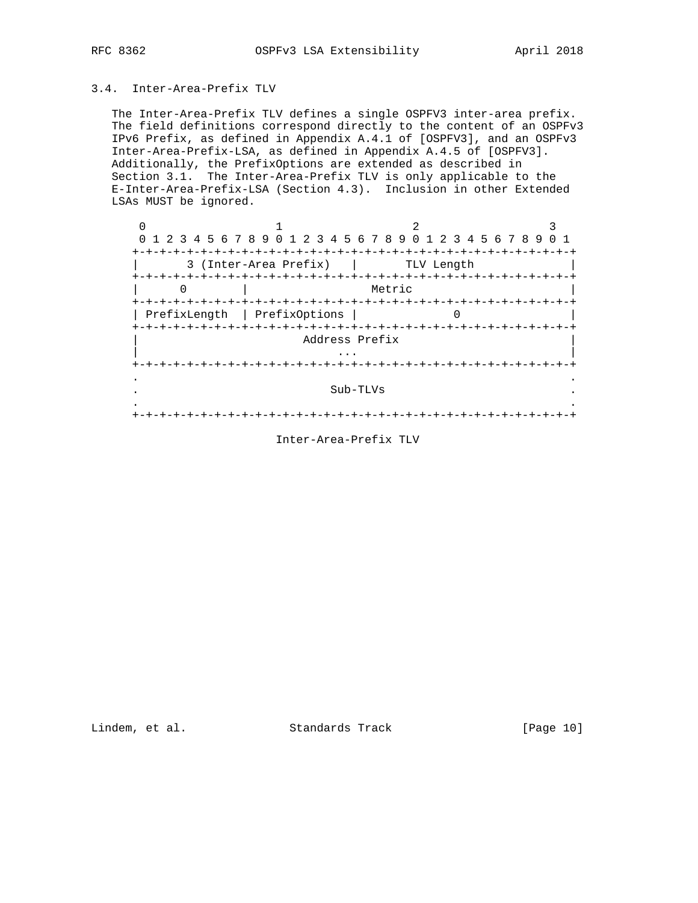### 3.4. Inter-Area-Prefix TLV

The Inter-Area-Prefix TLV defines a single OSPFV3 inter-area prefix. The field definitions correspond directly to the content of an OSPFv3 IPv6 Prefix, as defined in Appendix A.4.1 of [OSPFV3], and an OSPFv3 Inter-Area-Prefix-LSA, as defined in Appendix A.4.5 of [OSPFV3]. Additionally, the PrefixOptions are extended as described in Section 3.1. The Inter-Area-Prefix TLV is only applicable to the E-Inter-Area-Prefix-LSA (Section 4.3). Inclusion in other Extended LSAs MUST be ignored.

```
 0                   1                   2                   3
 0 1 2 3 4 5 6 7 8 9 0 1 2 3 4 5 6 7 8 9 0 1 2 3 4 5 6 7 8 9 0 1
+-+-+-+-+-+-+-+-+-+-+-+-+-+-+-+-+-+-+-+-+-+-+-+-+-+-+-+-+-+-+-+-+
|       3 (Inter-Area Prefix)   |        TLV Length             |
+-+-+-+-+-+-+-+-+-+-+-+-+-+-+-+-+-+-+-+-+-+-+-+-+-+-+-+-+-+-+-+-+
|      0        |                  Metric                       |
+-+-+-+-+-+-+-+-+-+-+-+-+-+-+-+-+-+-+-+-+-+-+-+-+-+-+-+-+-+-+-+-+
| PrefixLength  | PrefixOptions |             0                 |
+-+-+-+-+-+-+-+-+-+-+-+-+-+-+-+-+-+-+-+-+-+-+-+-+-+-+-+-+-+-+-+-+
|                        Address Prefix                         |
|                             ...                               |
+-+-+-+-+-+-+-+-+-+-+-+-+-+-+-+-+-+-+-+-+-+-+-+-+-+-+-+-+-+-+-+-+
.                                                               .
.                            Sub-TLVs                           .
.                                                               .
+-+-+-+-+-+-+-+-+-+-+-+-+-+-+-+-+-+-+-+-+-+-+-+-+-+-+-+-+-+-+-+-+
```

Inter-Area-Prefix TLV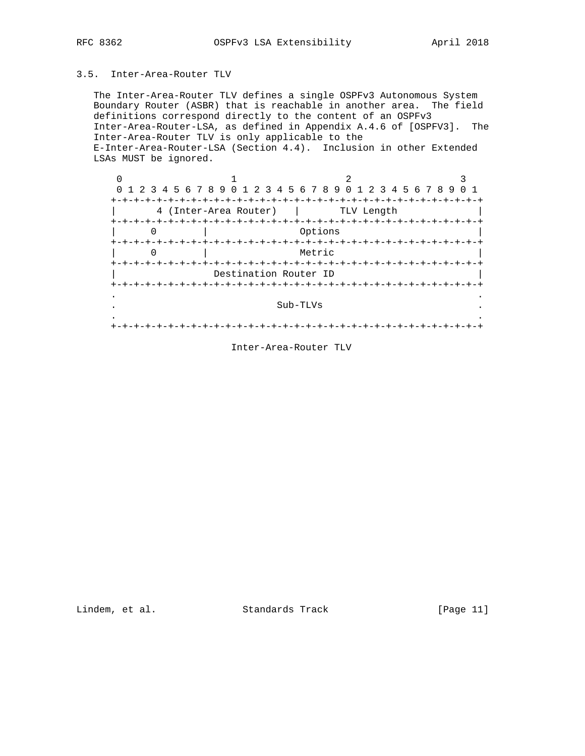### 3.5. Inter-Area-Router TLV

The Inter-Area-Router TLV defines a single OSPFv3 Autonomous System Boundary Router (ASBR) that is reachable in another area. The field definitions correspond directly to the content of an OSPFv3 Inter-Area-Router-LSA, as defined in Appendix A.4.6 of [OSPFV3]. The Inter-Area-Router TLV is only applicable to the E-Inter-Area-Router-LSA (Section 4.4). Inclusion in other Extended LSAs MUST be ignored.

```
  0                   1                   2                   3
  0 1 2 3 4 5 6 7 8 9 0 1 2 3 4 5 6 7 8 9 0 1 2 3 4 5 6 7 8 9 0 1
 +-+-+-+-+-+-+-+-+-+-+-+-+-+-+-+-+-+-+-+-+-+-+-+-+-+-+-+-+-+-+-+-+
 |      4 (Inter-Area Router)    |       TLV Length              |
 +-+-+-+-+-+-+-+-+-+-+-+-+-+-+-+-+-+-+-+-+-+-+-+-+-+-+-+-+-+-+-+-+
 |      0        |               Options                         |
 +-+-+-+-+-+-+-+-+-+-+-+-+-+-+-+-+-+-+-+-+-+-+-+-+-+-+-+-+-+-+-+-+
 |      0        |               Metric                          |
 +-+-+-+-+-+-+-+-+-+-+-+-+-+-+-+-+-+-+-+-+-+-+-+-+-+-+-+-+-+-+-+-+
 |                Destination Router ID                          |
 +-+-+-+-+-+-+-+-+-+-+-+-+-+-+-+-+-+-+-+-+-+-+-+-+-+-+-+-+-+-+-+-+
 .                                                               .
 .                            Sub-TLVs                           .
 .                                                               .
 +-+-+-+-+-+-+-+-+-+-+-+-+-+-+-+-+-+-+-+-+-+-+-+-+-+-+-+-+-+-+-+-+
```

Inter-Area-Router TLV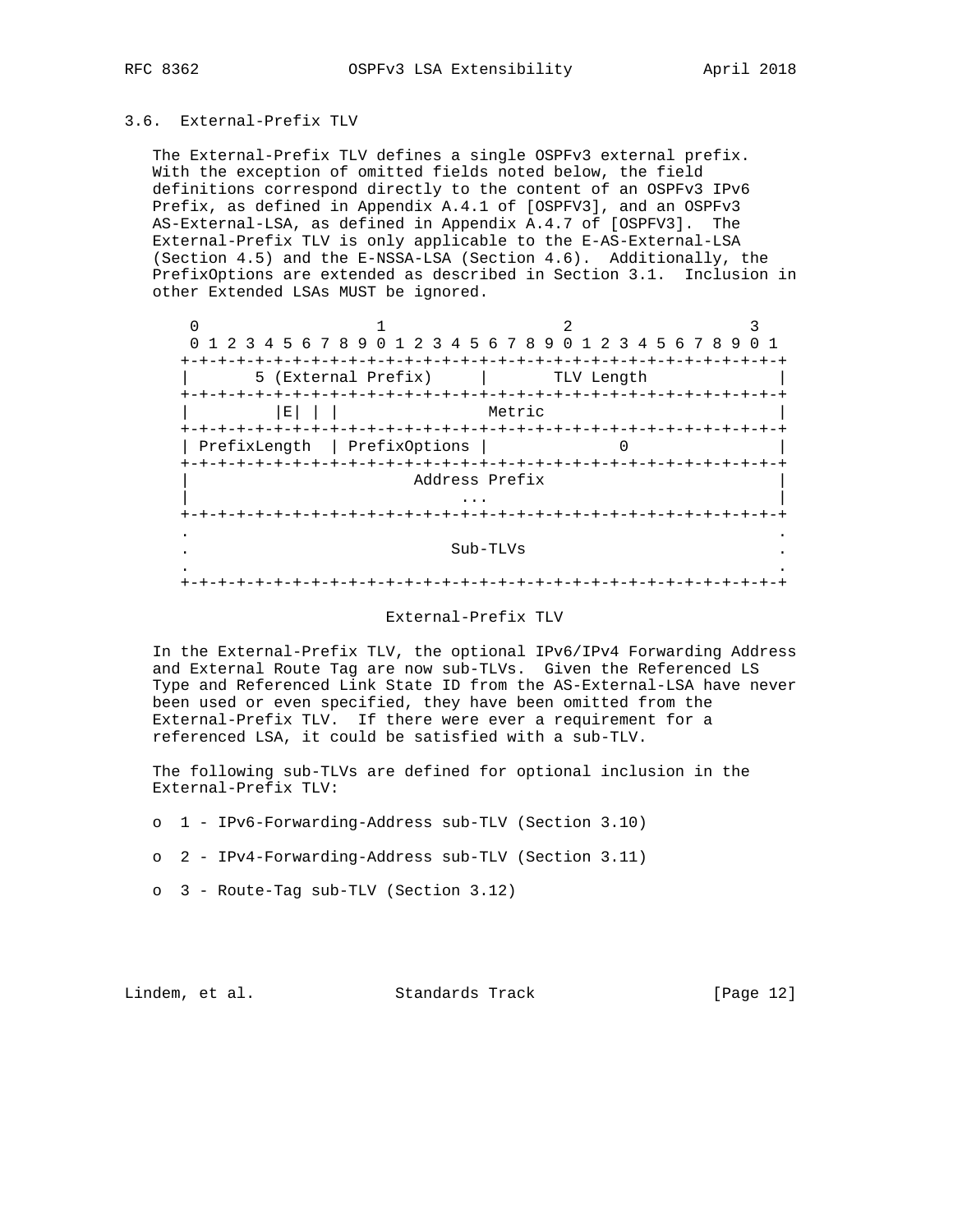### 3.6. External-Prefix TLV

The External-Prefix TLV defines a single OSPFv3 external prefix. With the exception of omitted fields noted below, the field definitions correspond directly to the content of an OSPFv3 IPv6 Prefix, as defined in Appendix A.4.1 of [OSPFV3], and an OSPFv3 AS-External-LSA, as defined in Appendix A.4.7 of [OSPFV3]. The External-Prefix TLV is only applicable to the E-AS-External-LSA (Section 4.5) and the E-NSSA-LSA (Section 4.6). Additionally, the PrefixOptions are extended as described in Section 3.1. Inclusion in other Extended LSAs MUST be ignored.

```
 0                   1                   2                   3
 0 1 2 3 4 5 6 7 8 9 0 1 2 3 4 5 6 7 8 9 0 1 2 3 4 5 6 7 8 9 0 1
+-+-+-+-+-+-+-+-+-+-+-+-+-+-+-+-+-+-+-+-+-+-+-+-+-+-+-+-+-+-+-+-+
|       5 (External Prefix)     |        TLV Length             |
+-+-+-+-+-+-+-+-+-+-+-+-+-+-+-+-+-+-+-+-+-+-+-+-+-+-+-+-+-+-+-+-+
|         |E| | |                Metric                         |
+-+-+-+-+-+-+-+-+-+-+-+-+-+-+-+-+-+-+-+-+-+-+-+-+-+-+-+-+-+-+-+-+
| PrefixLength  | PrefixOptions |             0                 |
+-+-+-+-+-+-+-+-+-+-+-+-+-+-+-+-+-+-+-+-+-+-+-+-+-+-+-+-+-+-+-+-+
|                        Address Prefix                         |
|                             ...                               |
+-+-+-+-+-+-+-+-+-+-+-+-+-+-+-+-+-+-+-+-+-+-+-+-+-+-+-+-+-+-+-+-+
.                                                               .
.                            Sub-TLVs                           .
.                                                               .
+-+-+-+-+-+-+-+-+-+-+-+-+-+-+-+-+-+-+-+-+-+-+-+-+-+-+-+-+-+-+-+-+
```

External-Prefix TLV

In the External-Prefix TLV, the optional IPv6/IPv4 Forwarding Address and External Route Tag are now sub-TLVs. Given the Referenced LS Type and Referenced Link State ID from the AS-External-LSA have never been used or even specified, they have been omitted from the External-Prefix TLV. If there were ever a requirement for a referenced LSA, it could be satisfied with a sub-TLV.

The following sub-TLVs are defined for optional inclusion in the External-Prefix TLV:

- 1 - IPv6-Forwarding-Address sub-TLV (Section 3.10)
- 2 - IPv4-Forwarding-Address sub-TLV (Section 3.11)
- 3 - Route-Tag sub-TLV (Section 3.12)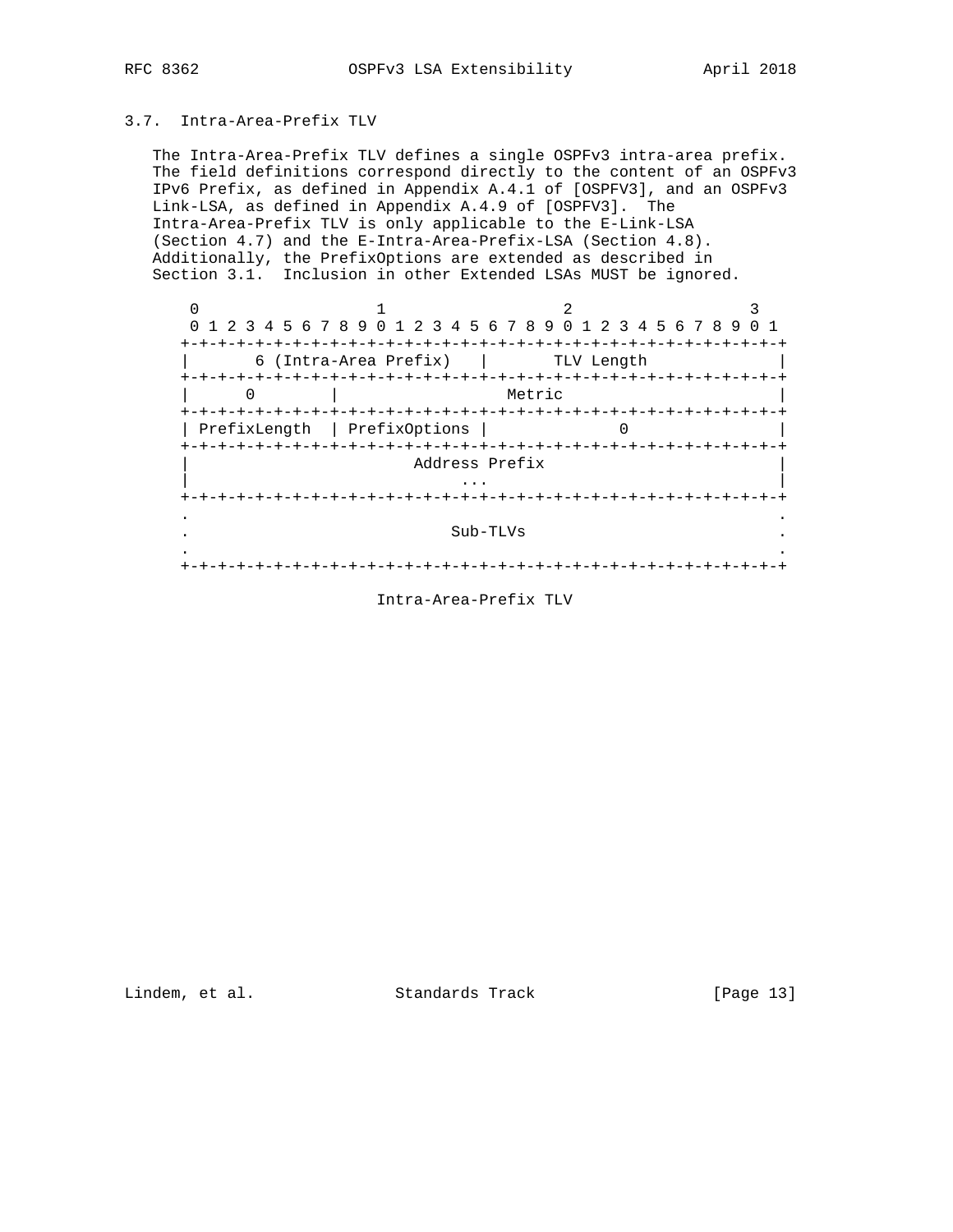### 3.7. Intra-Area-Prefix TLV

The Intra-Area-Prefix TLV defines a single OSPFv3 intra-area prefix. The field definitions correspond directly to the content of an OSPFv3 IPv6 Prefix, as defined in Appendix A.4.1 of [OSPFV3], and an OSPFv3 Link-LSA, as defined in Appendix A.4.9 of [OSPFV3]. The Intra-Area-Prefix TLV is only applicable to the E-Link-LSA (Section 4.7) and the E-Intra-Area-Prefix-LSA (Section 4.8). Additionally, the PrefixOptions are extended as described in Section 3.1. Inclusion in other Extended LSAs MUST be ignored.

```
 0                   1                   2                   3
 0 1 2 3 4 5 6 7 8 9 0 1 2 3 4 5 6 7 8 9 0 1 2 3 4 5 6 7 8 9 0 1
+-+-+-+-+-+-+-+-+-+-+-+-+-+-+-+-+-+-+-+-+-+-+-+-+-+-+-+-+-+-+-+-+
|      6 (Intra-Area Prefix)   |        TLV Length             |
+-+-+-+-+-+-+-+-+-+-+-+-+-+-+-+-+-+-+-+-+-+-+-+-+-+-+-+-+-+-+-+-+
|      0        |                  Metric                       |
+-+-+-+-+-+-+-+-+-+-+-+-+-+-+-+-+-+-+-+-+-+-+-+-+-+-+-+-+-+-+-+-+
| PrefixLength  | PrefixOptions |             0                 |
+-+-+-+-+-+-+-+-+-+-+-+-+-+-+-+-+-+-+-+-+-+-+-+-+-+-+-+-+-+-+-+-+
|                        Address Prefix                         |
|                             ...                               |
+-+-+-+-+-+-+-+-+-+-+-+-+-+-+-+-+-+-+-+-+-+-+-+-+-+-+-+-+-+-+-+-+
.                                                               .
.                            Sub-TLVs                           .
.                                                               .
+-+-+-+-+-+-+-+-+-+-+-+-+-+-+-+-+-+-+-+-+-+-+-+-+-+-+-+-+-+-+-+-+
```

Intra-Area-Prefix TLV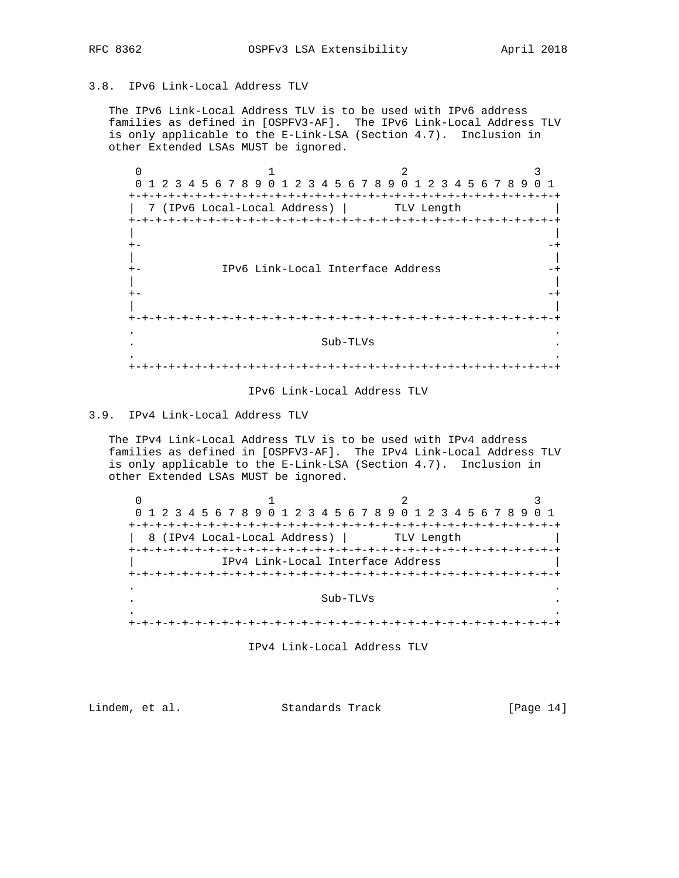## 3.8. IPv6 Link-Local Address TLV

The IPv6 Link-Local Address TLV is to be used with IPv6 address families as defined in [OSPFV3-AF]. The IPv6 Link-Local Address TLV is only applicable to the E-Link-LSA (Section 4.7). Inclusion in other Extended LSAs MUST be ignored.

```
 0                   1                   2                   3
 0 1 2 3 4 5 6 7 8 9 0 1 2 3 4 5 6 7 8 9 0 1 2 3 4 5 6 7 8 9 0 1
+-+-+-+-+-+-+-+-+-+-+-+-+-+-+-+-+-+-+-+-+-+-+-+-+-+-+-+-+-+-+-+-+
| 7 (IPv6 Local-Local Address) |       TLV Length              |
+-+-+-+-+-+-+-+-+-+-+-+-+-+-+-+-+-+-+-+-+-+-+-+-+-+-+-+-+-+-+-+-+
|                                                               |
+-                                                             -+
|                                                               |
+-            IPv6 Link-Local Interface Address                -+
|                                                               |
+-                                                             -+
|                                                               |
+-+-+-+-+-+-+-+-+-+-+-+-+-+-+-+-+-+-+-+-+-+-+-+-+-+-+-+-+-+-+-+-+
.                                                               .
.                             Sub-TLVs                          .
.                                                               .
+-+-+-+-+-+-+-+-+-+-+-+-+-+-+-+-+-+-+-+-+-+-+-+-+-+-+-+-+-+-+-+-+
```

IPv6 Link-Local Address TLV

## 3.9. IPv4 Link-Local Address TLV

The IPv4 Link-Local Address TLV is to be used with IPv4 address families as defined in [OSPFV3-AF]. The IPv4 Link-Local Address TLV is only applicable to the E-Link-LSA (Section 4.7). Inclusion in other Extended LSAs MUST be ignored.

```
 0                   1                   2                   3
 0 1 2 3 4 5 6 7 8 9 0 1 2 3 4 5 6 7 8 9 0 1 2 3 4 5 6 7 8 9 0 1
+-+-+-+-+-+-+-+-+-+-+-+-+-+-+-+-+-+-+-+-+-+-+-+-+-+-+-+-+-+-+-+-+
| 8 (IPv4 Local-Local Address) |       TLV Length              |
+-+-+-+-+-+-+-+-+-+-+-+-+-+-+-+-+-+-+-+-+-+-+-+-+-+-+-+-+-+-+-+-+
|             IPv4 Link-Local Interface Address                 |
+-+-+-+-+-+-+-+-+-+-+-+-+-+-+-+-+-+-+-+-+-+-+-+-+-+-+-+-+-+-+-+-+
.                                                               .
.                             Sub-TLVs                          .
.                                                               .
+-+-+-+-+-+-+-+-+-+-+-+-+-+-+-+-+-+-+-+-+-+-+-+-+-+-+-+-+-+-+-+-+
```

IPv4 Link-Local Address TLV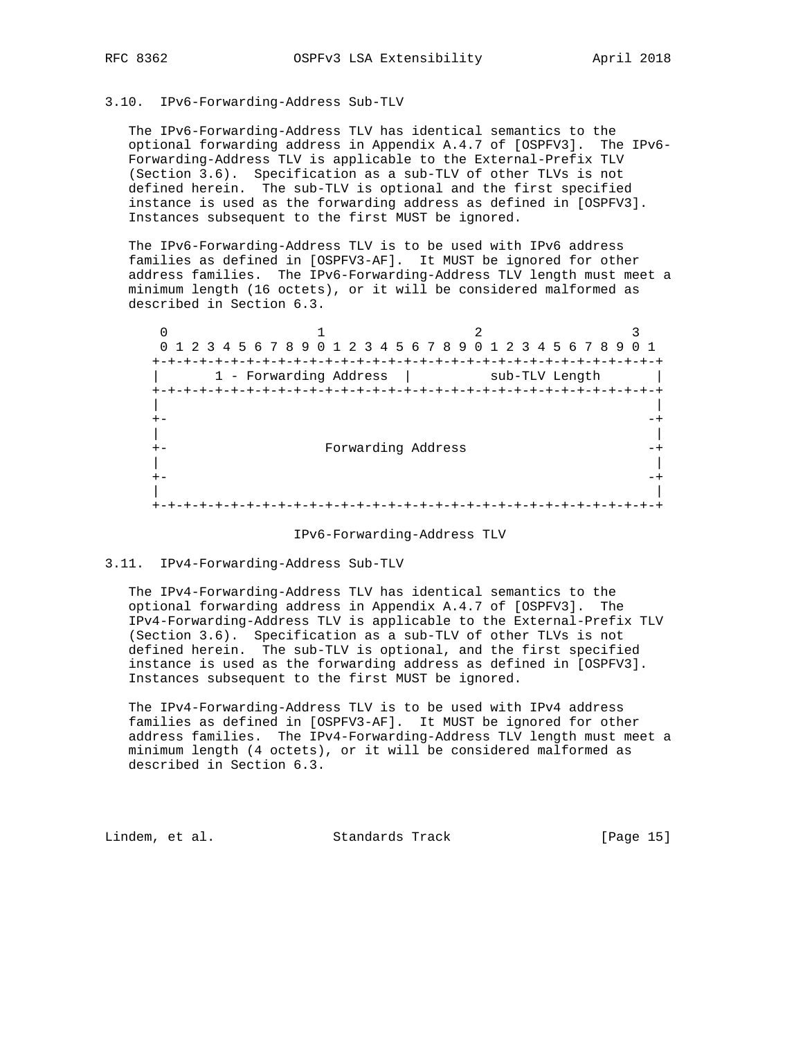### 3.10. IPv6-Forwarding-Address Sub-TLV

The IPv6-Forwarding-Address TLV has identical semantics to the optional forwarding address in Appendix A.4.7 of [OSPFV3]. The IPv6-Forwarding-Address TLV is applicable to the External-Prefix TLV (Section 3.6). Specification as a sub-TLV of other TLVs is not defined herein. The sub-TLV is optional and the first specified instance is used as the forwarding address as defined in [OSPFV3]. Instances subsequent to the first MUST be ignored.

The IPv6-Forwarding-Address TLV is to be used with IPv6 address families as defined in [OSPFV3-AF]. It MUST be ignored for other address families. The IPv6-Forwarding-Address TLV length must meet a minimum length (16 octets), or it will be considered malformed as described in Section 6.3.

```
 0                   1                   2                   3
 0 1 2 3 4 5 6 7 8 9 0 1 2 3 4 5 6 7 8 9 0 1 2 3 4 5 6 7 8 9 0 1
+-+-+-+-+-+-+-+-+-+-+-+-+-+-+-+-+-+-+-+-+-+-+-+-+-+-+-+-+-+-+-+-+
|       1 - Forwarding Address  |         sub-TLV Length        |
+-+-+-+-+-+-+-+-+-+-+-+-+-+-+-+-+-+-+-+-+-+-+-+-+-+-+-+-+-+-+-+-+
|                                                               |
+-                                                             -+
|                                                               |
+-                   Forwarding Address                        -+
|                                                               |
+-                                                             -+
|                                                               |
+-+-+-+-+-+-+-+-+-+-+-+-+-+-+-+-+-+-+-+-+-+-+-+-+-+-+-+-+-+-+-+-+
```

IPv6-Forwarding-Address TLV

### 3.11. IPv4-Forwarding-Address Sub-TLV

The IPv4-Forwarding-Address TLV has identical semantics to the optional forwarding address in Appendix A.4.7 of [OSPFV3]. The IPv4-Forwarding-Address TLV is applicable to the External-Prefix TLV (Section 3.6). Specification as a sub-TLV of other TLVs is not defined herein. The sub-TLV is optional, and the first specified instance is used as the forwarding address as defined in [OSPFV3]. Instances subsequent to the first MUST be ignored.

The IPv4-Forwarding-Address TLV is to be used with IPv4 address families as defined in [OSPFV3-AF]. It MUST be ignored for other address families. The IPv4-Forwarding-Address TLV length must meet a minimum length (4 octets), or it will be considered malformed as described in Section 6.3.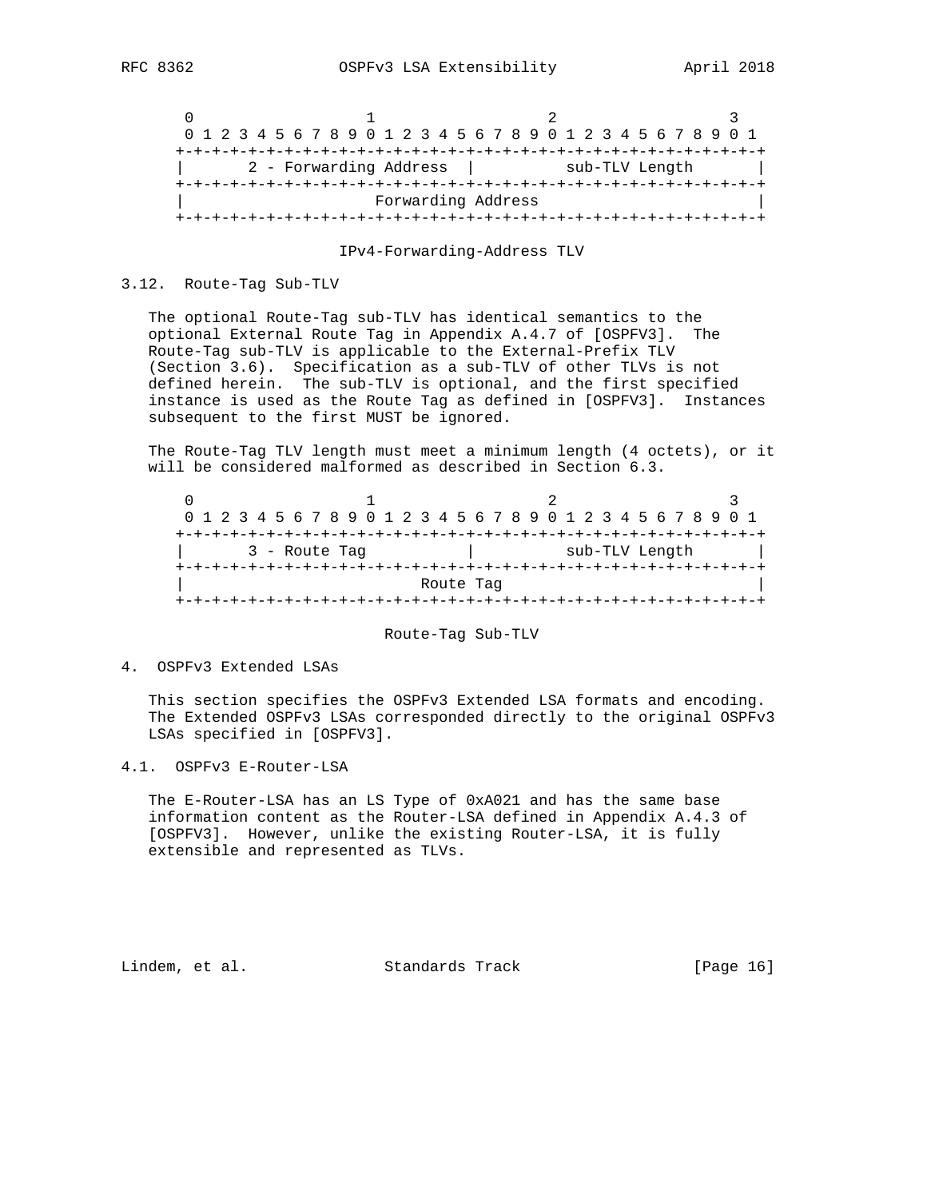```
     0                   1                   2                   3
     0 1 2 3 4 5 6 7 8 9 0 1 2 3 4 5 6 7 8 9 0 1 2 3 4 5 6 7 8 9 0 1
    +-+-+-+-+-+-+-+-+-+-+-+-+-+-+-+-+-+-+-+-+-+-+-+-+-+-+-+-+-+-+-+-+
    |      2 - Forwarding Address  |         sub-TLV Length         |
    +-+-+-+-+-+-+-+-+-+-+-+-+-+-+-+-+-+-+-+-+-+-+-+-+-+-+-+-+-+-+-+-+
    |                      Forwarding Address                       |
    +-+-+-+-+-+-+-+-+-+-+-+-+-+-+-+-+-+-+-+-+-+-+-+-+-+-+-+-+-+-+-+-+
```

IPv4-Forwarding-Address TLV

### 3.12. Route-Tag Sub-TLV

The optional Route-Tag sub-TLV has identical semantics to the optional External Route Tag in Appendix A.4.7 of [OSPFV3]. The Route-Tag sub-TLV is applicable to the External-Prefix TLV (Section 3.6). Specification as a sub-TLV of other TLVs is not defined herein. The sub-TLV is optional, and the first specified instance is used as the Route Tag as defined in [OSPFV3]. Instances subsequent to the first MUST be ignored.

The Route-Tag TLV length must meet a minimum length (4 octets), or it will be considered malformed as described in Section 6.3.

```
     0                   1                   2                   3
     0 1 2 3 4 5 6 7 8 9 0 1 2 3 4 5 6 7 8 9 0 1 2 3 4 5 6 7 8 9 0 1
    +-+-+-+-+-+-+-+-+-+-+-+-+-+-+-+-+-+-+-+-+-+-+-+-+-+-+-+-+-+-+-+-+
    |      3 - Route Tag            |         sub-TLV Length        |
    +-+-+-+-+-+-+-+-+-+-+-+-+-+-+-+-+-+-+-+-+-+-+-+-+-+-+-+-+-+-+-+-+
    |                           Route Tag                           |
    +-+-+-+-+-+-+-+-+-+-+-+-+-+-+-+-+-+-+-+-+-+-+-+-+-+-+-+-+-+-+-+-+
```

Route-Tag Sub-TLV

## 4. OSPFv3 Extended LSAs

This section specifies the OSPFv3 Extended LSA formats and encoding. The Extended OSPFv3 LSAs corresponded directly to the original OSPFv3 LSAs specified in [OSPFV3].

### 4.1. OSPFv3 E-Router-LSA

The E-Router-LSA has an LS Type of 0xA021 and has the same base information content as the Router-LSA defined in Appendix A.4.3 of [OSPFV3]. However, unlike the existing Router-LSA, it is fully extensible and represented as TLVs.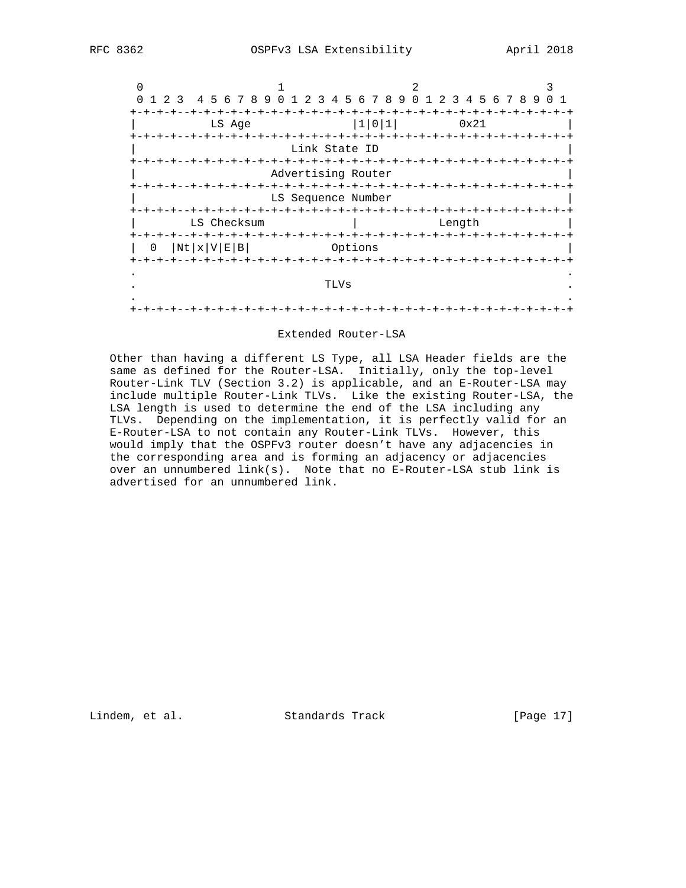```
  0                   1                   2                   3
  0 1 2 3  4 5 6 7 8 9 0 1 2 3 4 5 6 7 8 9 0 1 2 3 4 5 6 7 8 9 0 1
 +-+-+-+--+-+-+-+-+-+-+-+-+-+-+-+-+-+-+-+-+-+-+-+-+-+-+-+-+-+-+-+-+
 |           LS Age              |1|0|1|         0x21            |
 +-+-+-+--+-+-+-+-+-+-+-+-+-+-+-+-+-+-+-+-+-+-+-+-+-+-+-+-+-+-+-+-+
 |                       Link State ID                           |
 +-+-+-+--+-+-+-+-+-+-+-+-+-+-+-+-+-+-+-+-+-+-+-+-+-+-+-+-+-+-+-+-+
 |                    Advertising Router                         |
 +-+-+-+--+-+-+-+-+-+-+-+-+-+-+-+-+-+-+-+-+-+-+-+-+-+-+-+-+-+-+-+-+
 |                    LS Sequence Number                         |
 +-+-+-+--+-+-+-+-+-+-+-+-+-+-+-+-+-+-+-+-+-+-+-+-+-+-+-+-+-+-+-+-+
 |        LS Checksum            |             Length            |
 +-+-+-+--+-+-+-+-+-+-+-+-+-+-+-+-+-+-+-+-+-+-+-+-+-+-+-+-+-+-+-+-+
 |  0  |Nt|x|V|E|B|            Options                           |
 +-+-+-+--+-+-+-+-+-+-+-+-+-+-+-+-+-+-+-+-+-+-+-+-+-+-+-+-+-+-+-+-+
 .                                                               .
 .                            TLVs                               .
 .                                                               .
 +-+-+-+--+-+-+-+-+-+-+-+-+-+-+-+-+-+-+-+-+-+-+-+-+-+-+-+-+-+-+-+-+
```

Extended Router-LSA

Other than having a different LS Type, all LSA Header fields are the same as defined for the Router-LSA. Initially, only the top-level Router-Link TLV (Section 3.2) is applicable, and an E-Router-LSA may include multiple Router-Link TLVs. Like the existing Router-LSA, the LSA length is used to determine the end of the LSA including any TLVs. Depending on the implementation, it is perfectly valid for an E-Router-LSA to not contain any Router-Link TLVs. However, this would imply that the OSPFv3 router doesn't have any adjacencies in the corresponding area and is forming an adjacency or adjacencies over an unnumbered link(s). Note that no E-Router-LSA stub link is advertised for an unnumbered link.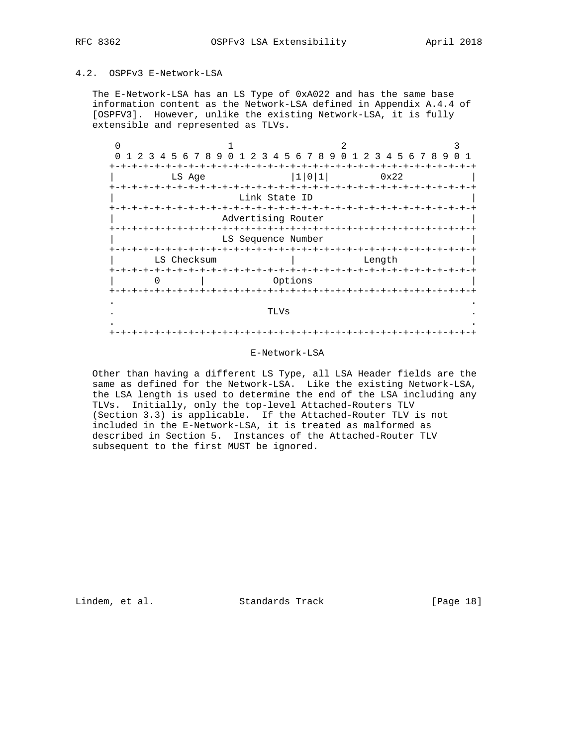### 4.2. OSPFv3 E-Network-LSA

The E-Network-LSA has an LS Type of 0xA022 and has the same base information content as the Network-LSA defined in Appendix A.4.4 of [OSPFV3]. However, unlike the existing Network-LSA, it is fully extensible and represented as TLVs.

```
 0                   1                   2                   3
 0 1 2 3 4 5 6 7 8 9 0 1 2 3 4 5 6 7 8 9 0 1 2 3 4 5 6 7 8 9 0 1
+-+-+-+-+-+-+-+-+-+-+-+-+-+-+-+-+-+-+-+-+-+-+-+-+-+-+-+-+-+-+-+-+
|          LS Age               |1|0|1|         0x22            |
+-+-+-+-+-+-+-+-+-+-+-+-+-+-+-+-+-+-+-+-+-+-+-+-+-+-+-+-+-+-+-+-+
|                        Link State ID                          |
+-+-+-+-+-+-+-+-+-+-+-+-+-+-+-+-+-+-+-+-+-+-+-+-+-+-+-+-+-+-+-+-+
|                     Advertising Router                        |
+-+-+-+-+-+-+-+-+-+-+-+-+-+-+-+-+-+-+-+-+-+-+-+-+-+-+-+-+-+-+-+-+
|                     LS Sequence Number                        |
+-+-+-+-+-+-+-+-+-+-+-+-+-+-+-+-+-+-+-+-+-+-+-+-+-+-+-+-+-+-+-+-+
|       LS Checksum             |            Length             |
+-+-+-+-+-+-+-+-+-+-+-+-+-+-+-+-+-+-+-+-+-+-+-+-+-+-+-+-+-+-+-+-+
|       0       |            Options                            |
+-+-+-+-+-+-+-+-+-+-+-+-+-+-+-+-+-+-+-+-+-+-+-+-+-+-+-+-+-+-+-+-+
.                                                               .
.                            TLVs                               .
.                                                               .
+-+-+-+-+-+-+-+-+-+-+-+-+-+-+-+-+-+-+-+-+-+-+-+-+-+-+-+-+-+-+-+-+
```

E-Network-LSA

Other than having a different LS Type, all LSA Header fields are the same as defined for the Network-LSA. Like the existing Network-LSA, the LSA length is used to determine the end of the LSA including any TLVs. Initially, only the top-level Attached-Routers TLV (Section 3.3) is applicable. If the Attached-Router TLV is not included in the E-Network-LSA, it is treated as malformed as described in Section 5. Instances of the Attached-Router TLV subsequent to the first MUST be ignored.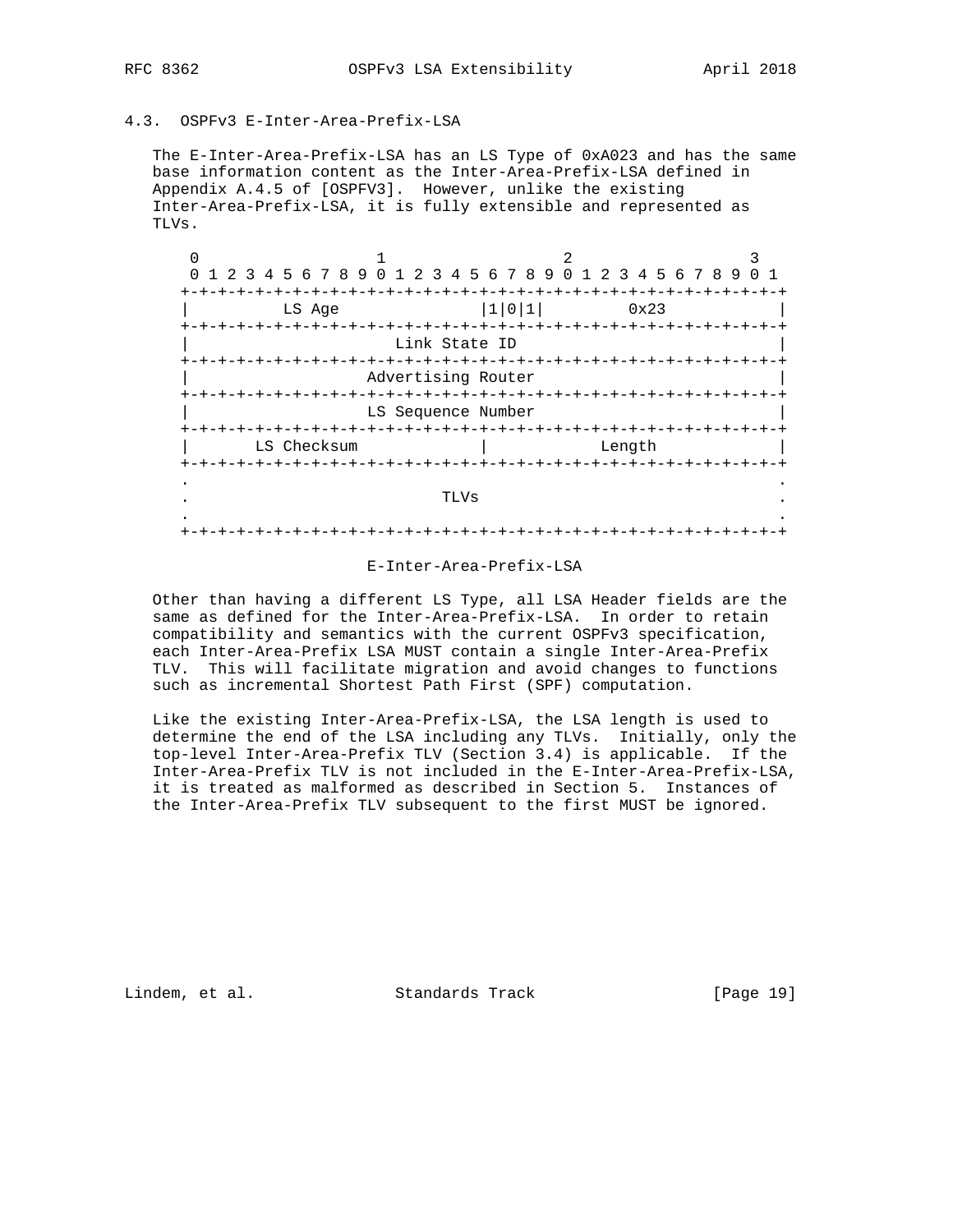### 4.3. OSPFv3 E-Inter-Area-Prefix-LSA

The E-Inter-Area-Prefix-LSA has an LS Type of 0xA023 and has the same base information content as the Inter-Area-Prefix-LSA defined in Appendix A.4.5 of [OSPFV3]. However, unlike the existing Inter-Area-Prefix-LSA, it is fully extensible and represented as TLVs.

```
 0                   1                   2                   3
 0 1 2 3 4 5 6 7 8 9 0 1 2 3 4 5 6 7 8 9 0 1 2 3 4 5 6 7 8 9 0 1
+-+-+-+-+-+-+-+-+-+-+-+-+-+-+-+-+-+-+-+-+-+-+-+-+-+-+-+-+-+-+-+-+
|           LS Age              |1|0|1|         0x23            |
+-+-+-+-+-+-+-+-+-+-+-+-+-+-+-+-+-+-+-+-+-+-+-+-+-+-+-+-+-+-+-+-+
|                       Link State ID                           |
+-+-+-+-+-+-+-+-+-+-+-+-+-+-+-+-+-+-+-+-+-+-+-+-+-+-+-+-+-+-+-+-+
|                    Advertising Router                         |
+-+-+-+-+-+-+-+-+-+-+-+-+-+-+-+-+-+-+-+-+-+-+-+-+-+-+-+-+-+-+-+-+
|                    LS Sequence Number                         |
+-+-+-+-+-+-+-+-+-+-+-+-+-+-+-+-+-+-+-+-+-+-+-+-+-+-+-+-+-+-+-+-+
|        LS Checksum            |            Length             |
+-+-+-+-+-+-+-+-+-+-+-+-+-+-+-+-+-+-+-+-+-+-+-+-+-+-+-+-+-+-+-+-+
.                                                               .
.                            TLVs                               .
.                                                               .
+-+-+-+-+-+-+-+-+-+-+-+-+-+-+-+-+-+-+-+-+-+-+-+-+-+-+-+-+-+-+-+-+
```

E-Inter-Area-Prefix-LSA

Other than having a different LS Type, all LSA Header fields are the same as defined for the Inter-Area-Prefix-LSA. In order to retain compatibility and semantics with the current OSPFv3 specification, each Inter-Area-Prefix LSA MUST contain a single Inter-Area-Prefix TLV. This will facilitate migration and avoid changes to functions such as incremental Shortest Path First (SPF) computation.

Like the existing Inter-Area-Prefix-LSA, the LSA length is used to determine the end of the LSA including any TLVs. Initially, only the top-level Inter-Area-Prefix TLV (Section 3.4) is applicable. If the Inter-Area-Prefix TLV is not included in the E-Inter-Area-Prefix-LSA, it is treated as malformed as described in Section 5. Instances of the Inter-Area-Prefix TLV subsequent to the first MUST be ignored.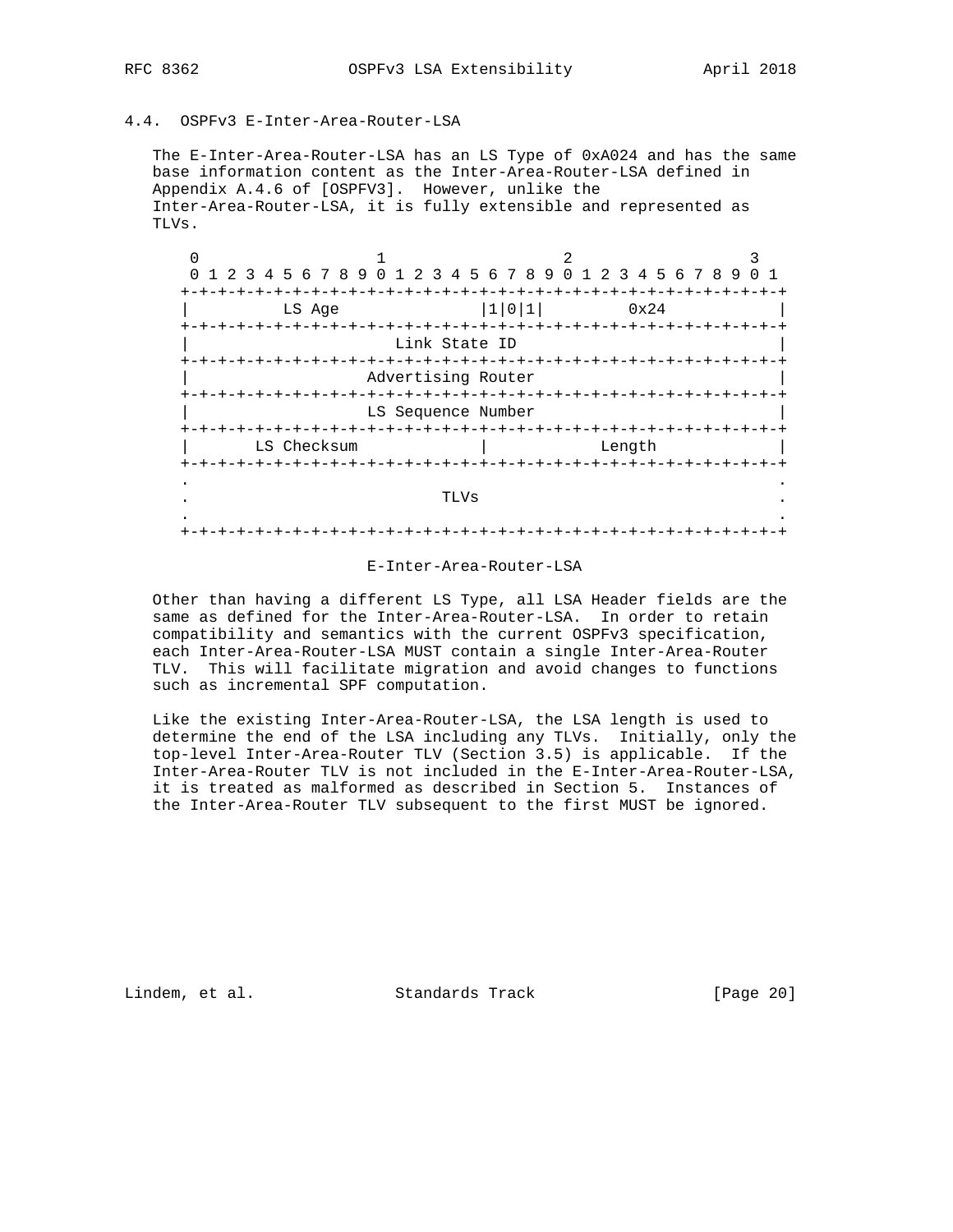### 4.4. OSPFv3 E-Inter-Area-Router-LSA

The E-Inter-Area-Router-LSA has an LS Type of 0xA024 and has the same base information content as the Inter-Area-Router-LSA defined in Appendix A.4.6 of [OSPFV3]. However, unlike the Inter-Area-Router-LSA, it is fully extensible and represented as TLVs.

```
 0                   1                   2                   3
 0 1 2 3 4 5 6 7 8 9 0 1 2 3 4 5 6 7 8 9 0 1 2 3 4 5 6 7 8 9 0 1
+-+-+-+-+-+-+-+-+-+-+-+-+-+-+-+-+-+-+-+-+-+-+-+-+-+-+-+-+-+-+-+-+
|           LS Age              |1|0|1|         0x24            |
+-+-+-+-+-+-+-+-+-+-+-+-+-+-+-+-+-+-+-+-+-+-+-+-+-+-+-+-+-+-+-+-+
|                       Link State ID                           |
+-+-+-+-+-+-+-+-+-+-+-+-+-+-+-+-+-+-+-+-+-+-+-+-+-+-+-+-+-+-+-+-+
|                     Advertising Router                        |
+-+-+-+-+-+-+-+-+-+-+-+-+-+-+-+-+-+-+-+-+-+-+-+-+-+-+-+-+-+-+-+-+
|                     LS Sequence Number                        |
+-+-+-+-+-+-+-+-+-+-+-+-+-+-+-+-+-+-+-+-+-+-+-+-+-+-+-+-+-+-+-+-+
|        LS Checksum            |            Length             |
+-+-+-+-+-+-+-+-+-+-+-+-+-+-+-+-+-+-+-+-+-+-+-+-+-+-+-+-+-+-+-+-+
.                                                               .
.                            TLVs                               .
.                                                               .
+-+-+-+-+-+-+-+-+-+-+-+-+-+-+-+-+-+-+-+-+-+-+-+-+-+-+-+-+-+-+-+-+
```

E-Inter-Area-Router-LSA

Other than having a different LS Type, all LSA Header fields are the same as defined for the Inter-Area-Router-LSA. In order to retain compatibility and semantics with the current OSPFv3 specification, each Inter-Area-Router-LSA MUST contain a single Inter-Area-Router TLV. This will facilitate migration and avoid changes to functions such as incremental SPF computation.

Like the existing Inter-Area-Router-LSA, the LSA length is used to determine the end of the LSA including any TLVs. Initially, only the top-level Inter-Area-Router TLV (Section 3.5) is applicable. If the Inter-Area-Router TLV is not included in the E-Inter-Area-Router-LSA, it is treated as malformed as described in Section 5. Instances of the Inter-Area-Router TLV subsequent to the first MUST be ignored.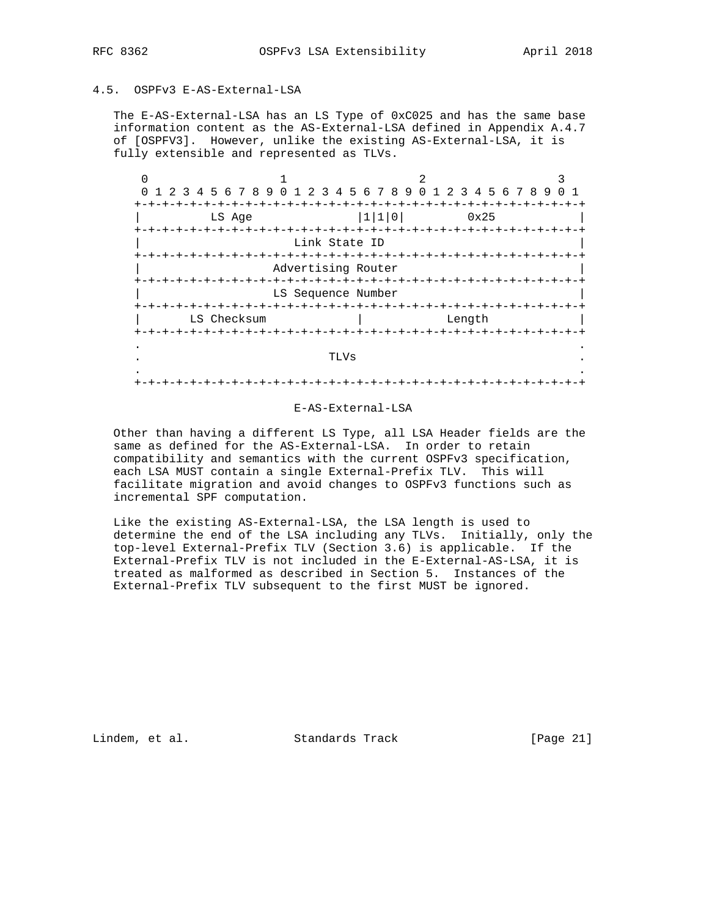### 4.5. OSPFv3 E-AS-External-LSA

The E-AS-External-LSA has an LS Type of 0xC025 and has the same base information content as the AS-External-LSA defined in Appendix A.4.7 of [OSPFV3]. However, unlike the existing AS-External-LSA, it is fully extensible and represented as TLVs.

```
 0                   1                   2                   3
 0 1 2 3 4 5 6 7 8 9 0 1 2 3 4 5 6 7 8 9 0 1 2 3 4 5 6 7 8 9 0 1
+-+-+-+-+-+-+-+-+-+-+-+-+-+-+-+-+-+-+-+-+-+-+-+-+-+-+-+-+-+-+-+-+
|          LS Age             |1|1|0|         0x25              |
+-+-+-+-+-+-+-+-+-+-+-+-+-+-+-+-+-+-+-+-+-+-+-+-+-+-+-+-+-+-+-+-+
|                      Link State ID                            |
+-+-+-+-+-+-+-+-+-+-+-+-+-+-+-+-+-+-+-+-+-+-+-+-+-+-+-+-+-+-+-+-+
|                   Advertising Router                          |
+-+-+-+-+-+-+-+-+-+-+-+-+-+-+-+-+-+-+-+-+-+-+-+-+-+-+-+-+-+-+-+-+
|                   LS Sequence Number                          |
+-+-+-+-+-+-+-+-+-+-+-+-+-+-+-+-+-+-+-+-+-+-+-+-+-+-+-+-+-+-+-+-+
|       LS Checksum             |            Length             |
+-+-+-+-+-+-+-+-+-+-+-+-+-+-+-+-+-+-+-+-+-+-+-+-+-+-+-+-+-+-+-+-+
.                                                               .
.                            TLVs                               .
.                                                               .
+-+-+-+-+-+-+-+-+-+-+-+-+-+-+-+-+-+-+-+-+-+-+-+-+-+-+-+-+-+-+-+-+
```

E-AS-External-LSA

Other than having a different LS Type, all LSA Header fields are the same as defined for the AS-External-LSA. In order to retain compatibility and semantics with the current OSPFv3 specification, each LSA MUST contain a single External-Prefix TLV. This will facilitate migration and avoid changes to OSPFv3 functions such as incremental SPF computation.

Like the existing AS-External-LSA, the LSA length is used to determine the end of the LSA including any TLVs. Initially, only the top-level External-Prefix TLV (Section 3.6) is applicable. If the External-Prefix TLV is not included in the E-External-AS-LSA, it is treated as malformed as described in Section 5. Instances of the External-Prefix TLV subsequent to the first MUST be ignored.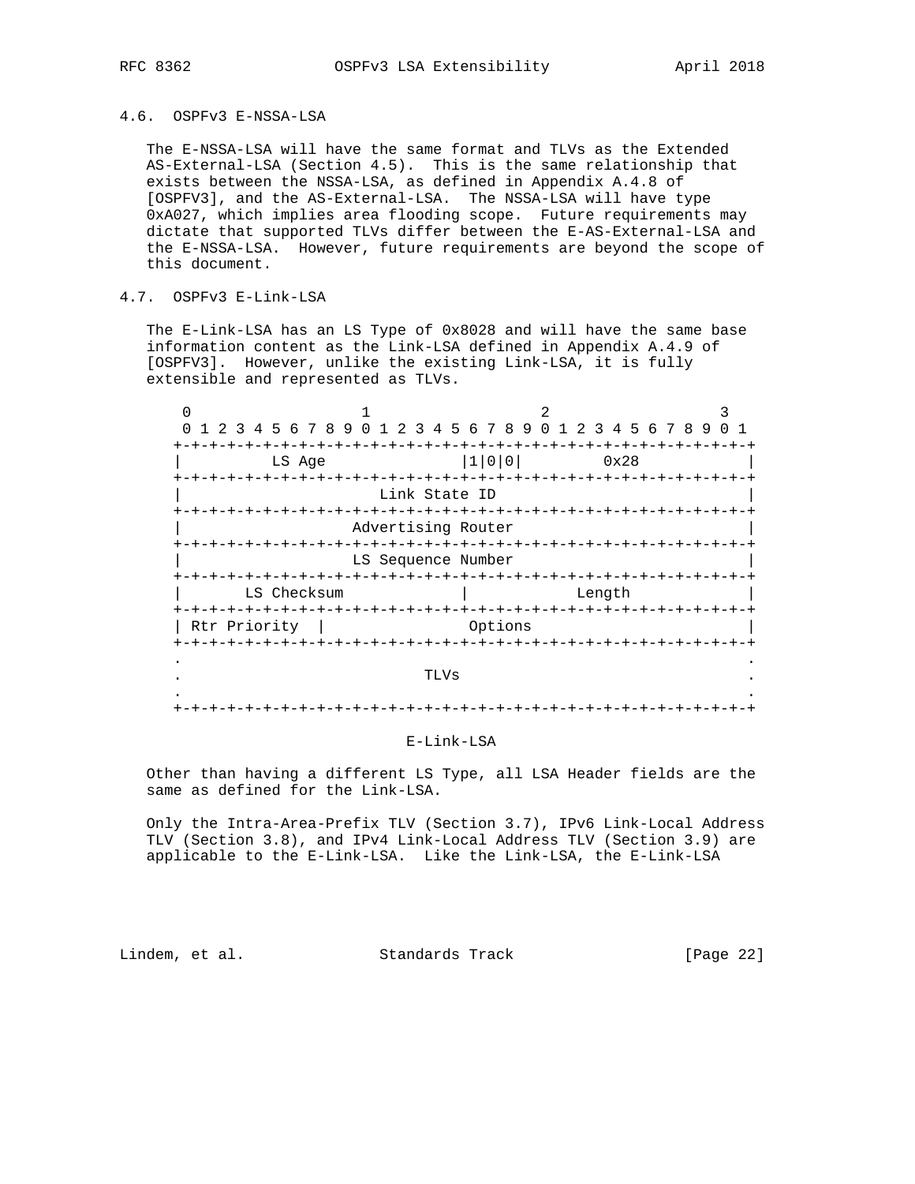### 4.6. OSPFv3 E-NSSA-LSA

The E-NSSA-LSA will have the same format and TLVs as the Extended AS-External-LSA (Section 4.5). This is the same relationship that exists between the NSSA-LSA, as defined in Appendix A.4.8 of [OSPFV3], and the AS-External-LSA. The NSSA-LSA will have type 0xA027, which implies area flooding scope. Future requirements may dictate that supported TLVs differ between the E-AS-External-LSA and the E-NSSA-LSA. However, future requirements are beyond the scope of this document.

### 4.7. OSPFv3 E-Link-LSA

The E-Link-LSA has an LS Type of 0x8028 and will have the same base information content as the Link-LSA defined in Appendix A.4.9 of [OSPFV3]. However, unlike the existing Link-LSA, it is fully extensible and represented as TLVs.

```
 0                   1                   2                   3
 0 1 2 3 4 5 6 7 8 9 0 1 2 3 4 5 6 7 8 9 0 1 2 3 4 5 6 7 8 9 0 1
+-+-+-+-+-+-+-+-+-+-+-+-+-+-+-+-+-+-+-+-+-+-+-+-+-+-+-+-+-+-+-+-+
|           LS Age              |1|0|0|         0x28            |
+-+-+-+-+-+-+-+-+-+-+-+-+-+-+-+-+-+-+-+-+-+-+-+-+-+-+-+-+-+-+-+-+
|                       Link State ID                           |
+-+-+-+-+-+-+-+-+-+-+-+-+-+-+-+-+-+-+-+-+-+-+-+-+-+-+-+-+-+-+-+-+
|                    Advertising Router                         |
+-+-+-+-+-+-+-+-+-+-+-+-+-+-+-+-+-+-+-+-+-+-+-+-+-+-+-+-+-+-+-+-+
|                    LS Sequence Number                         |
+-+-+-+-+-+-+-+-+-+-+-+-+-+-+-+-+-+-+-+-+-+-+-+-+-+-+-+-+-+-+-+-+
|        LS Checksum            |             Length            |
+-+-+-+-+-+-+-+-+-+-+-+-+-+-+-+-+-+-+-+-+-+-+-+-+-+-+-+-+-+-+-+-+
| Rtr Priority  |                Options                        |
+-+-+-+-+-+-+-+-+-+-+-+-+-+-+-+-+-+-+-+-+-+-+-+-+-+-+-+-+-+-+-+-+
.                                                               .
.                            TLVs                               .
.                                                               .
+-+-+-+-+-+-+-+-+-+-+-+-+-+-+-+-+-+-+-+-+-+-+-+-+-+-+-+-+-+-+-+-+
```

E-Link-LSA

Other than having a different LS Type, all LSA Header fields are the same as defined for the Link-LSA.

Only the Intra-Area-Prefix TLV (Section 3.7), IPv6 Link-Local Address TLV (Section 3.8), and IPv4 Link-Local Address TLV (Section 3.9) are applicable to the E-Link-LSA. Like the Link-LSA, the E-Link-LSA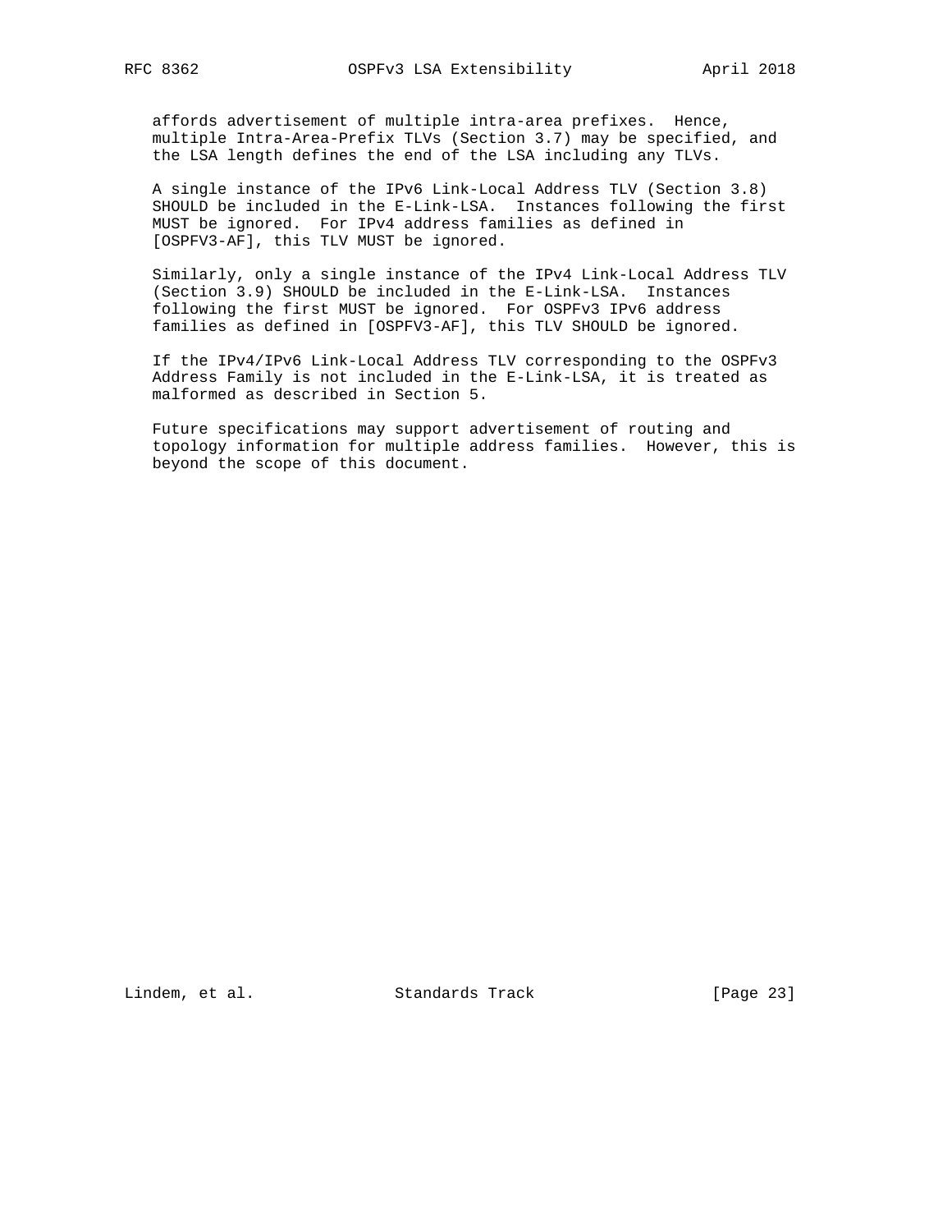affords advertisement of multiple intra-area prefixes. Hence, multiple Intra-Area-Prefix TLVs (Section 3.7) may be specified, and the LSA length defines the end of the LSA including any TLVs.

A single instance of the IPv6 Link-Local Address TLV (Section 3.8) SHOULD be included in the E-Link-LSA. Instances following the first MUST be ignored. For IPv4 address families as defined in [OSPFV3-AF], this TLV MUST be ignored.

Similarly, only a single instance of the IPv4 Link-Local Address TLV (Section 3.9) SHOULD be included in the E-Link-LSA. Instances following the first MUST be ignored. For OSPFv3 IPv6 address families as defined in [OSPFV3-AF], this TLV SHOULD be ignored.

If the IPv4/IPv6 Link-Local Address TLV corresponding to the OSPFv3 Address Family is not included in the E-Link-LSA, it is treated as malformed as described in Section 5.

Future specifications may support advertisement of routing and topology information for multiple address families. However, this is beyond the scope of this document.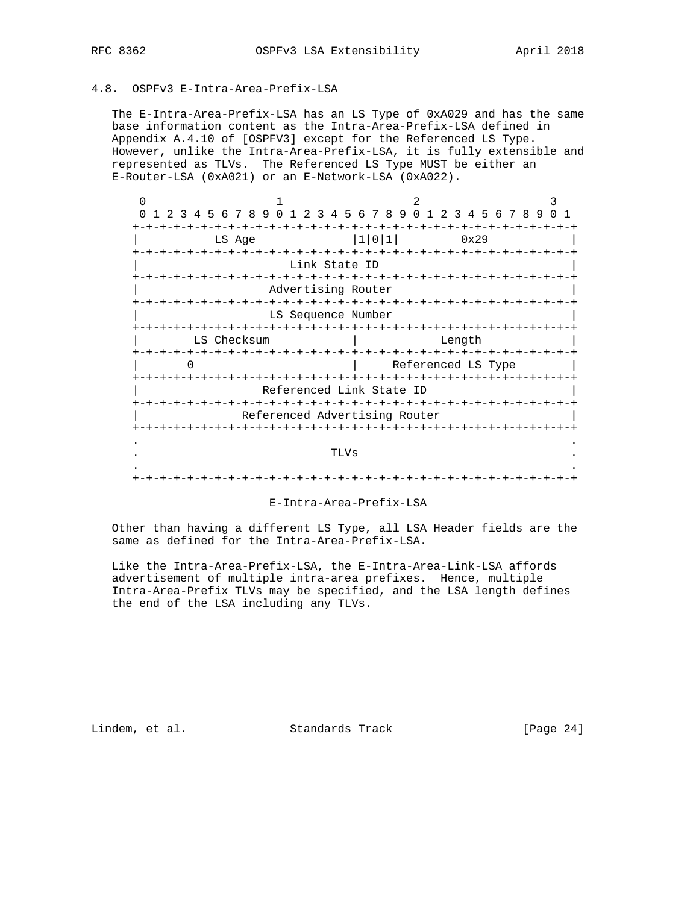### 4.8. OSPFv3 E-Intra-Area-Prefix-LSA

The E-Intra-Area-Prefix-LSA has an LS Type of 0xA029 and has the same base information content as the Intra-Area-Prefix-LSA defined in Appendix A.4.10 of [OSPFV3] except for the Referenced LS Type. However, unlike the Intra-Area-Prefix-LSA, it is fully extensible and represented as TLVs. The Referenced LS Type MUST be either an E-Router-LSA (0xA021) or an E-Network-LSA (0xA022).

```
 0                   1                   2                   3
 0 1 2 3 4 5 6 7 8 9 0 1 2 3 4 5 6 7 8 9 0 1 2 3 4 5 6 7 8 9 0 1
+-+-+-+-+-+-+-+-+-+-+-+-+-+-+-+-+-+-+-+-+-+-+-+-+-+-+-+-+-+-+-+-+
|           LS Age              |1|0|1|         0x29            |
+-+-+-+-+-+-+-+-+-+-+-+-+-+-+-+-+-+-+-+-+-+-+-+-+-+-+-+-+-+-+-+-+
|                       Link State ID                           |
+-+-+-+-+-+-+-+-+-+-+-+-+-+-+-+-+-+-+-+-+-+-+-+-+-+-+-+-+-+-+-+-+
|                    Advertising Router                         |
+-+-+-+-+-+-+-+-+-+-+-+-+-+-+-+-+-+-+-+-+-+-+-+-+-+-+-+-+-+-+-+-+
|                    LS Sequence Number                         |
+-+-+-+-+-+-+-+-+-+-+-+-+-+-+-+-+-+-+-+-+-+-+-+-+-+-+-+-+-+-+-+-+
|        LS Checksum            |            Length             |
+-+-+-+-+-+-+-+-+-+-+-+-+-+-+-+-+-+-+-+-+-+-+-+-+-+-+-+-+-+-+-+-+
|       0                       |     Referenced LS Type        |
+-+-+-+-+-+-+-+-+-+-+-+-+-+-+-+-+-+-+-+-+-+-+-+-+-+-+-+-+-+-+-+-+
|                  Referenced Link State ID                     |
+-+-+-+-+-+-+-+-+-+-+-+-+-+-+-+-+-+-+-+-+-+-+-+-+-+-+-+-+-+-+-+-+
|               Referenced Advertising Router                   |
+-+-+-+-+-+-+-+-+-+-+-+-+-+-+-+-+-+-+-+-+-+-+-+-+-+-+-+-+-+-+-+-+
.                                                               .
.                            TLVs                               .
.                                                               .
+-+-+-+-+-+-+-+-+-+-+-+-+-+-+-+-+-+-+-+-+-+-+-+-+-+-+-+-+-+-+-+-+
```

E-Intra-Area-Prefix-LSA

Other than having a different LS Type, all LSA Header fields are the same as defined for the Intra-Area-Prefix-LSA.

Like the Intra-Area-Prefix-LSA, the E-Intra-Area-Link-LSA affords advertisement of multiple intra-area prefixes. Hence, multiple Intra-Area-Prefix TLVs may be specified, and the LSA length defines the end of the LSA including any TLVs.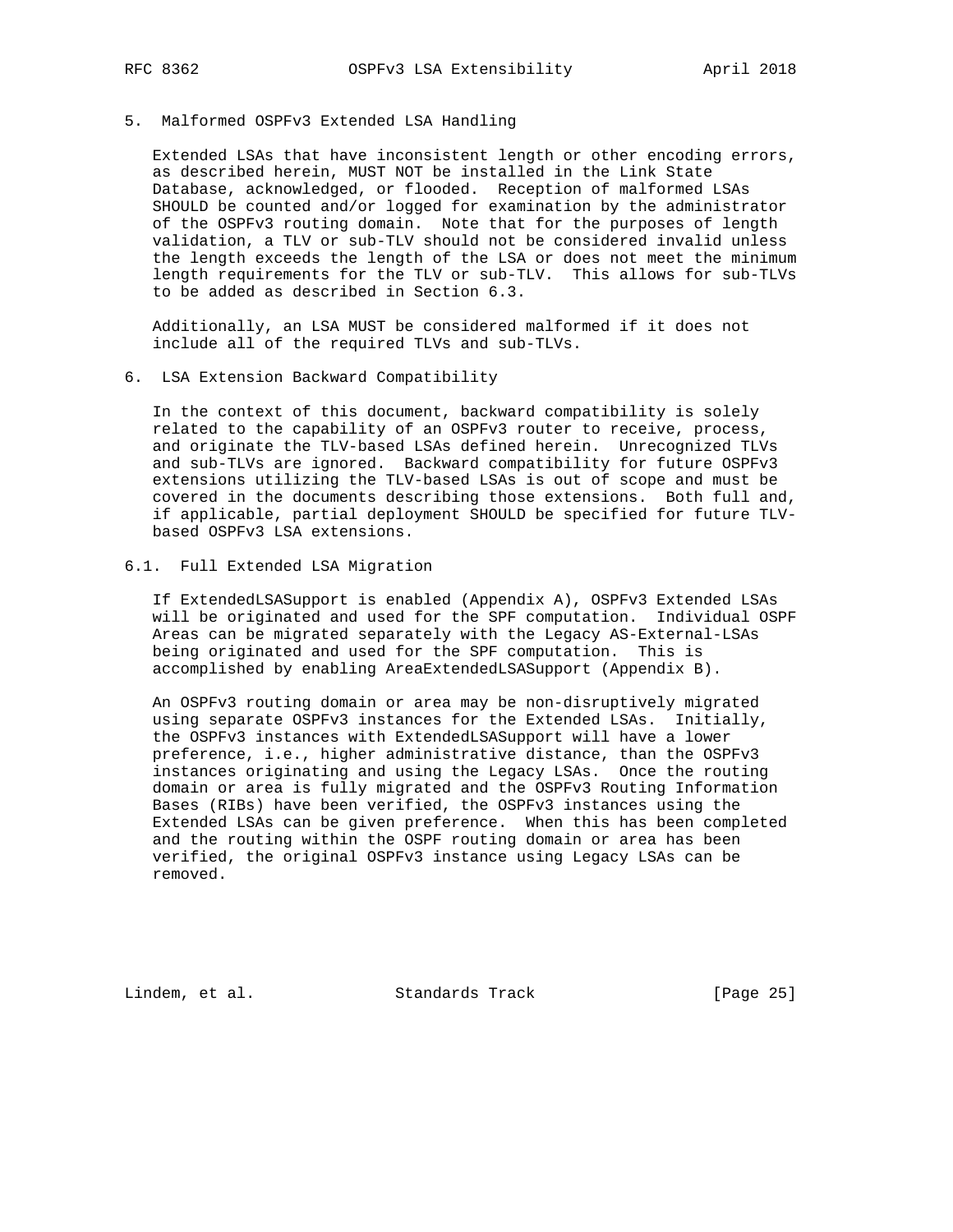## 5. Malformed OSPFv3 Extended LSA Handling

Extended LSAs that have inconsistent length or other encoding errors, as described herein, MUST NOT be installed in the Link State Database, acknowledged, or flooded. Reception of malformed LSAs SHOULD be counted and/or logged for examination by the administrator of the OSPFv3 routing domain. Note that for the purposes of length validation, a TLV or sub-TLV should not be considered invalid unless the length exceeds the length of the LSA or does not meet the minimum length requirements for the TLV or sub-TLV. This allows for sub-TLVs to be added as described in Section 6.3.

Additionally, an LSA MUST be considered malformed if it does not include all of the required TLVs and sub-TLVs.

## 6. LSA Extension Backward Compatibility

In the context of this document, backward compatibility is solely related to the capability of an OSPFv3 router to receive, process, and originate the TLV-based LSAs defined herein. Unrecognized TLVs and sub-TLVs are ignored. Backward compatibility for future OSPFv3 extensions utilizing the TLV-based LSAs is out of scope and must be covered in the documents describing those extensions. Both full and, if applicable, partial deployment SHOULD be specified for future TLV-based OSPFv3 LSA extensions.

### 6.1. Full Extended LSA Migration

If ExtendedLSASupport is enabled (Appendix A), OSPFv3 Extended LSAs will be originated and used for the SPF computation. Individual OSPF Areas can be migrated separately with the Legacy AS-External-LSAs being originated and used for the SPF computation. This is accomplished by enabling AreaExtendedLSASupport (Appendix B).

An OSPFv3 routing domain or area may be non-disruptively migrated using separate OSPFv3 instances for the Extended LSAs. Initially, the OSPFv3 instances with ExtendedLSASupport will have a lower preference, i.e., higher administrative distance, than the OSPFv3 instances originating and using the Legacy LSAs. Once the routing domain or area is fully migrated and the OSPFv3 Routing Information Bases (RIBs) have been verified, the OSPFv3 instances using the Extended LSAs can be given preference. When this has been completed and the routing within the OSPF routing domain or area has been verified, the original OSPFv3 instance using Legacy LSAs can be removed.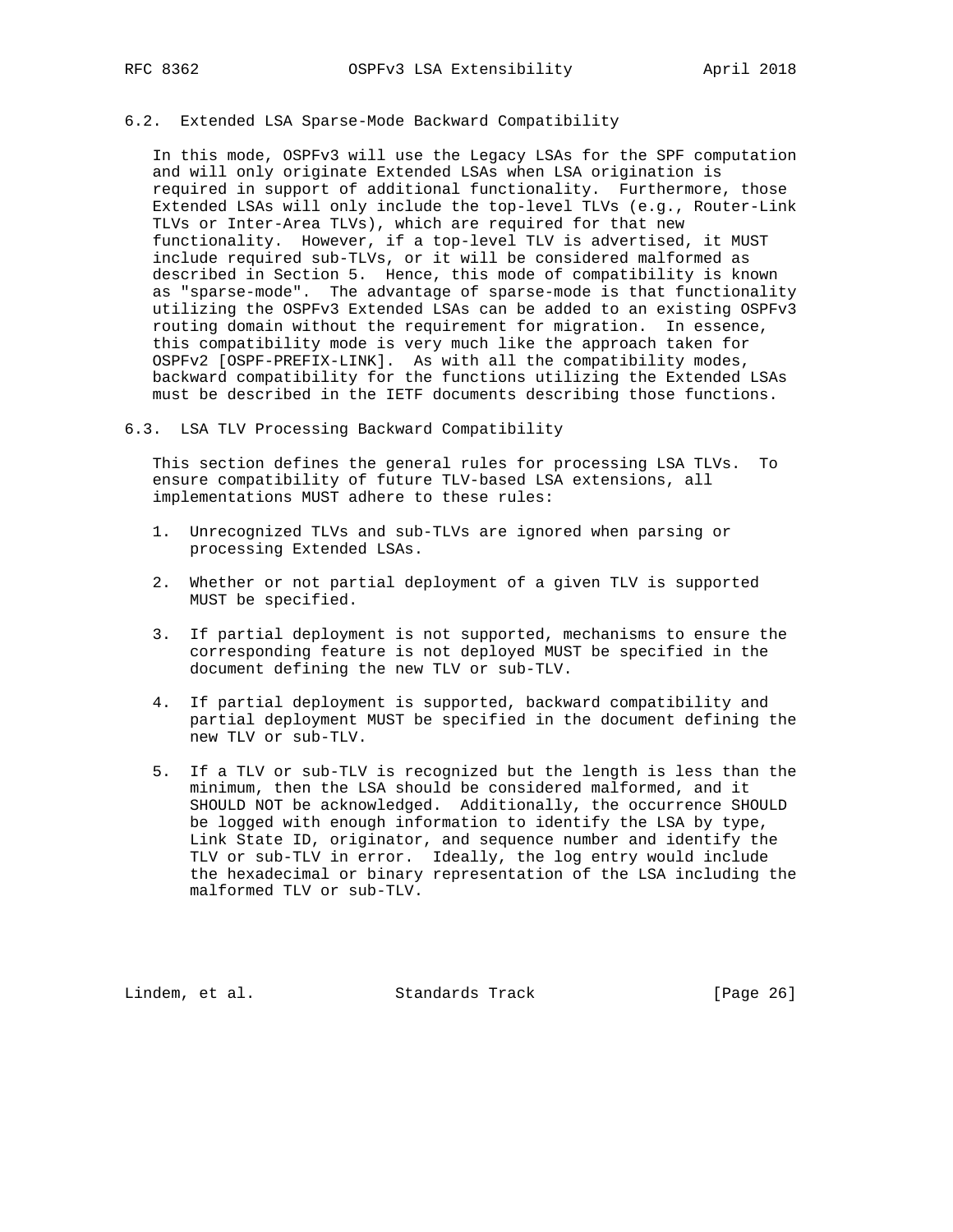### 6.2. Extended LSA Sparse-Mode Backward Compatibility

In this mode, OSPFv3 will use the Legacy LSAs for the SPF computation and will only originate Extended LSAs when LSA origination is required in support of additional functionality. Furthermore, those Extended LSAs will only include the top-level TLVs (e.g., Router-Link TLVs or Inter-Area TLVs), which are required for that new functionality. However, if a top-level TLV is advertised, it MUST include required sub-TLVs, or it will be considered malformed as described in Section 5. Hence, this mode of compatibility is known as "sparse-mode". The advantage of sparse-mode is that functionality utilizing the OSPFv3 Extended LSAs can be added to an existing OSPFv3 routing domain without the requirement for migration. In essence, this compatibility mode is very much like the approach taken for OSPFv2 [OSPF-PREFIX-LINK]. As with all the compatibility modes, backward compatibility for the functions utilizing the Extended LSAs must be described in the IETF documents describing those functions.

### 6.3. LSA TLV Processing Backward Compatibility

This section defines the general rules for processing LSA TLVs. To ensure compatibility of future TLV-based LSA extensions, all implementations MUST adhere to these rules:

1. Unrecognized TLVs and sub-TLVs are ignored when parsing or processing Extended LSAs.

2. Whether or not partial deployment of a given TLV is supported MUST be specified.

3. If partial deployment is not supported, mechanisms to ensure the corresponding feature is not deployed MUST be specified in the document defining the new TLV or sub-TLV.

4. If partial deployment is supported, backward compatibility and partial deployment MUST be specified in the document defining the new TLV or sub-TLV.

5. If a TLV or sub-TLV is recognized but the length is less than the minimum, then the LSA should be considered malformed, and it SHOULD NOT be acknowledged. Additionally, the occurrence SHOULD be logged with enough information to identify the LSA by type, Link State ID, originator, and sequence number and identify the TLV or sub-TLV in error. Ideally, the log entry would include the hexadecimal or binary representation of the LSA including the malformed TLV or sub-TLV.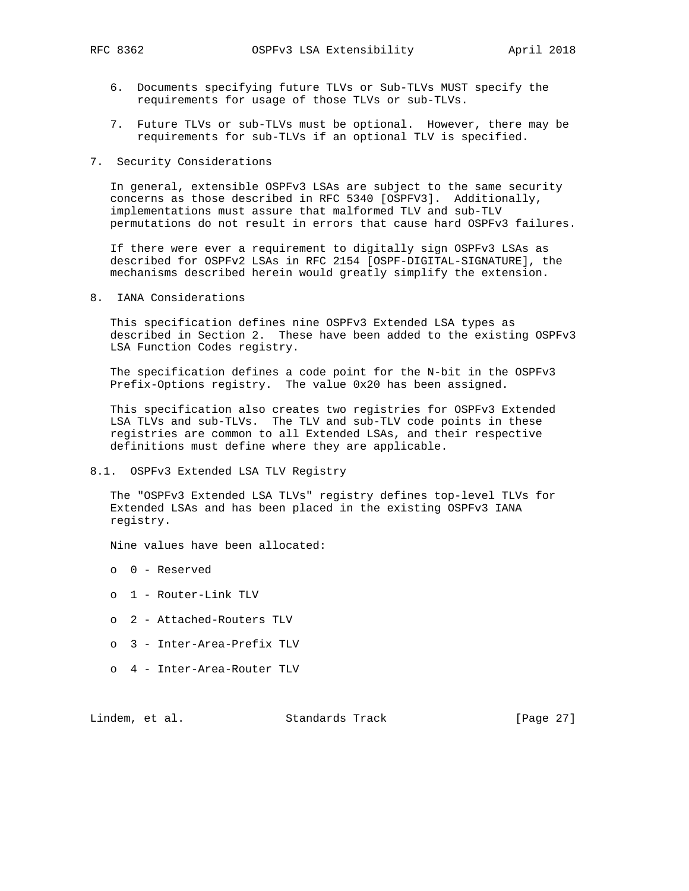6. Documents specifying future TLVs or Sub-TLVs MUST specify the requirements for usage of those TLVs or sub-TLVs.

7. Future TLVs or sub-TLVs must be optional. However, there may be requirements for sub-TLVs if an optional TLV is specified.

## 7. Security Considerations

In general, extensible OSPFv3 LSAs are subject to the same security concerns as those described in RFC 5340 [OSPFV3]. Additionally, implementations must assure that malformed TLV and sub-TLV permutations do not result in errors that cause hard OSPFv3 failures.

If there were ever a requirement to digitally sign OSPFv3 LSAs as described for OSPFv2 LSAs in RFC 2154 [OSPF-DIGITAL-SIGNATURE], the mechanisms described herein would greatly simplify the extension.

## 8. IANA Considerations

This specification defines nine OSPFv3 Extended LSA types as described in Section 2. These have been added to the existing OSPFv3 LSA Function Codes registry.

The specification defines a code point for the N-bit in the OSPFv3 Prefix-Options registry. The value 0x20 has been assigned.

This specification also creates two registries for OSPFv3 Extended LSA TLVs and sub-TLVs. The TLV and sub-TLV code points in these registries are common to all Extended LSAs, and their respective definitions must define where they are applicable.

### 8.1. OSPFv3 Extended LSA TLV Registry

The "OSPFv3 Extended LSA TLVs" registry defines top-level TLVs for Extended LSAs and has been placed in the existing OSPFv3 IANA registry.

Nine values have been allocated:

- 0 - Reserved
- 1 - Router-Link TLV
- 2 - Attached-Routers TLV
- 3 - Inter-Area-Prefix TLV
- 4 - Inter-Area-Router TLV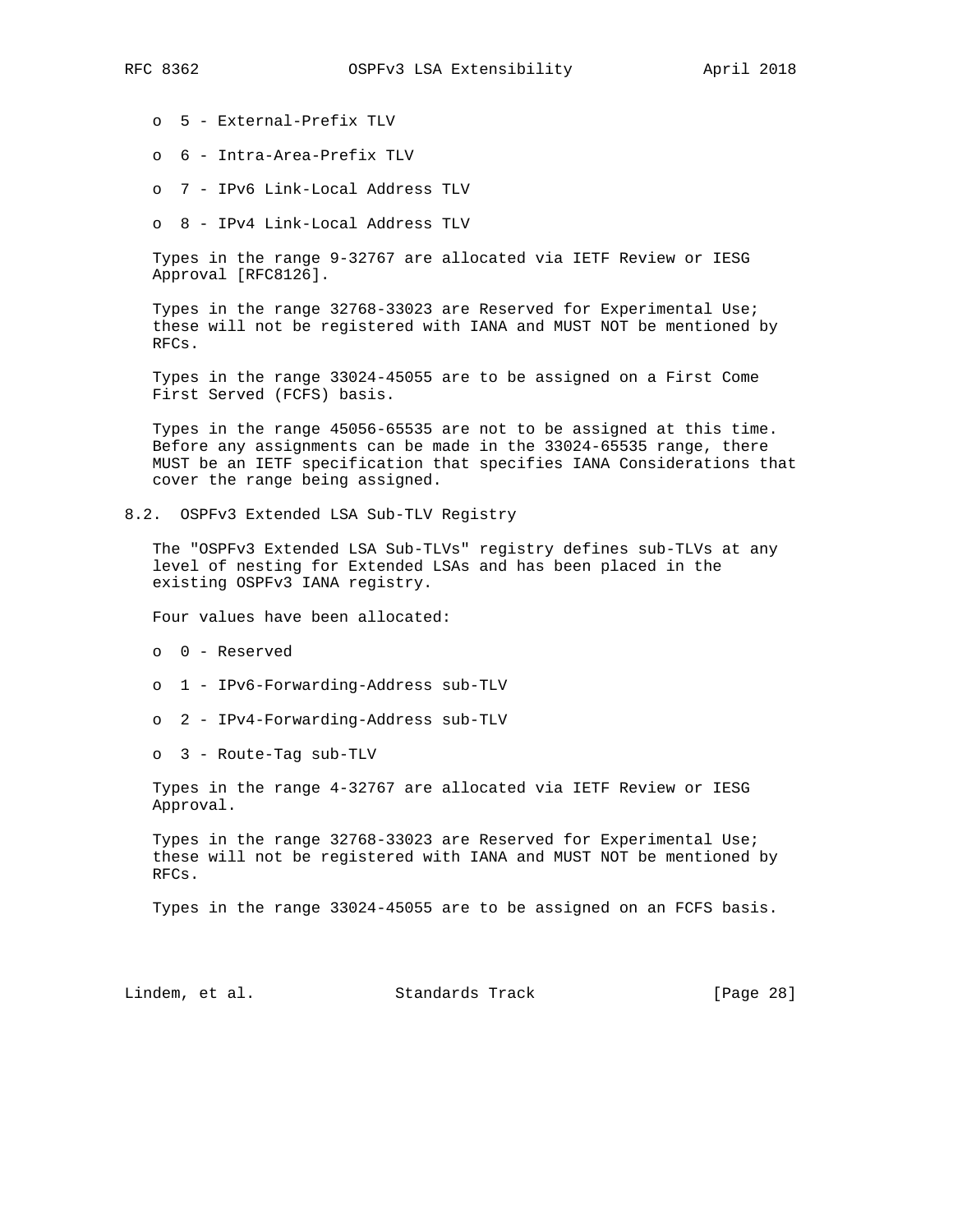- 5 - External-Prefix TLV
- 6 - Intra-Area-Prefix TLV
- 7 - IPv6 Link-Local Address TLV
- 8 - IPv4 Link-Local Address TLV

Types in the range 9-32767 are allocated via IETF Review or IESG Approval [RFC8126].

Types in the range 32768-33023 are Reserved for Experimental Use; these will not be registered with IANA and MUST NOT be mentioned by RFCs.

Types in the range 33024-45055 are to be assigned on a First Come First Served (FCFS) basis.

Types in the range 45056-65535 are not to be assigned at this time. Before any assignments can be made in the 33024-65535 range, there MUST be an IETF specification that specifies IANA Considerations that cover the range being assigned.

## 8.2. OSPFv3 Extended LSA Sub-TLV Registry

The "OSPFv3 Extended LSA Sub-TLVs" registry defines sub-TLVs at any level of nesting for Extended LSAs and has been placed in the existing OSPFv3 IANA registry.

Four values have been allocated:

- 0 - Reserved
- 1 - IPv6-Forwarding-Address sub-TLV
- 2 - IPv4-Forwarding-Address sub-TLV
- 3 - Route-Tag sub-TLV

Types in the range 4-32767 are allocated via IETF Review or IESG Approval.

Types in the range 32768-33023 are Reserved for Experimental Use; these will not be registered with IANA and MUST NOT be mentioned by RFCs.

Types in the range 33024-45055 are to be assigned on an FCFS basis.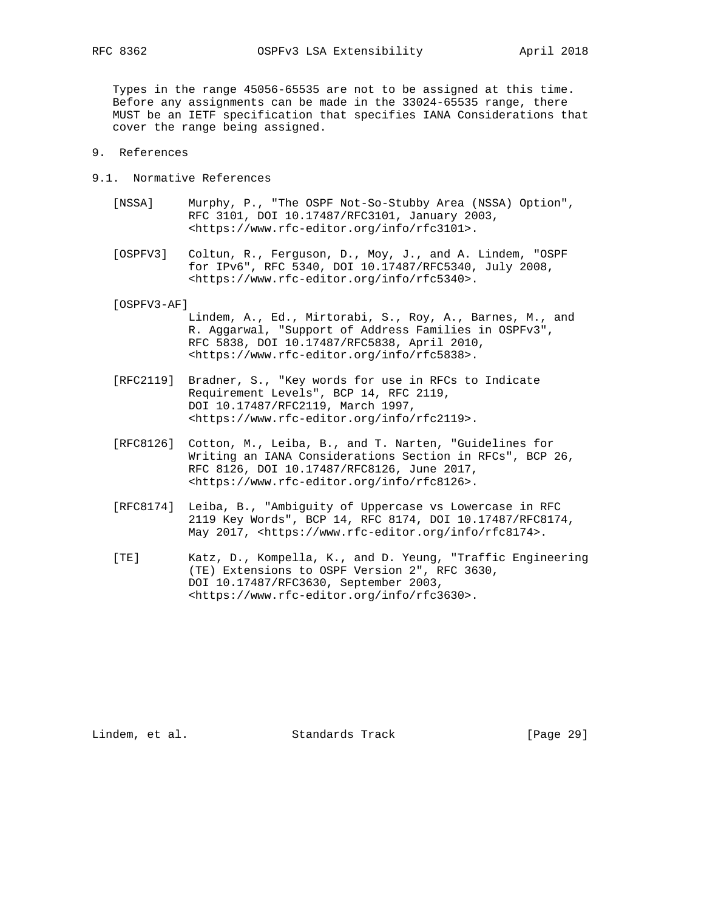Types in the range 45056-65535 are not to be assigned at this time. Before any assignments can be made in the 33024-65535 range, there MUST be an IETF specification that specifies IANA Considerations that cover the range being assigned.

# 9. References

## 9.1. Normative References

[NSSA] Murphy, P., "The OSPF Not-So-Stubby Area (NSSA) Option", RFC 3101, DOI 10.17487/RFC3101, January 2003, <https://www.rfc-editor.org/info/rfc3101>.

[OSPFV3] Coltun, R., Ferguson, D., Moy, J., and A. Lindem, "OSPF for IPv6", RFC 5340, DOI 10.17487/RFC5340, July 2008, <https://www.rfc-editor.org/info/rfc5340>.

[OSPFV3-AF] Lindem, A., Ed., Mirtorabi, S., Roy, A., Barnes, M., and R. Aggarwal, "Support of Address Families in OSPFv3", RFC 5838, DOI 10.17487/RFC5838, April 2010, <https://www.rfc-editor.org/info/rfc5838>.

[RFC2119] Bradner, S., "Key words for use in RFCs to Indicate Requirement Levels", BCP 14, RFC 2119, DOI 10.17487/RFC2119, March 1997, <https://www.rfc-editor.org/info/rfc2119>.

[RFC8126] Cotton, M., Leiba, B., and T. Narten, "Guidelines for Writing an IANA Considerations Section in RFCs", BCP 26, RFC 8126, DOI 10.17487/RFC8126, June 2017, <https://www.rfc-editor.org/info/rfc8126>.

[RFC8174] Leiba, B., "Ambiguity of Uppercase vs Lowercase in RFC 2119 Key Words", BCP 14, RFC 8174, DOI 10.17487/RFC8174, May 2017, <https://www.rfc-editor.org/info/rfc8174>.

[TE] Katz, D., Kompella, K., and D. Yeung, "Traffic Engineering (TE) Extensions to OSPF Version 2", RFC 3630, DOI 10.17487/RFC3630, September 2003, <https://www.rfc-editor.org/info/rfc3630>.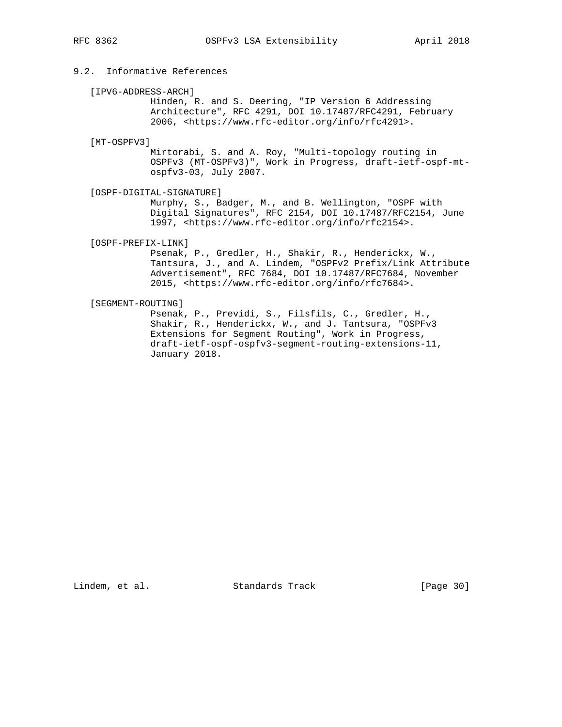## 9.2. Informative References

[IPV6-ADDRESS-ARCH]
Hinden, R. and S. Deering, "IP Version 6 Addressing Architecture", RFC 4291, DOI 10.17487/RFC4291, February 2006, <https://www.rfc-editor.org/info/rfc4291>.

[MT-OSPFV3]
Mirtorabi, S. and A. Roy, "Multi-topology routing in OSPFv3 (MT-OSPFv3)", Work in Progress, draft-ietf-ospf-mt-ospfv3-03, July 2007.

[OSPF-DIGITAL-SIGNATURE]
Murphy, S., Badger, M., and B. Wellington, "OSPF with Digital Signatures", RFC 2154, DOI 10.17487/RFC2154, June 1997, <https://www.rfc-editor.org/info/rfc2154>.

[OSPF-PREFIX-LINK]
Psenak, P., Gredler, H., Shakir, R., Henderickx, W., Tantsura, J., and A. Lindem, "OSPFv2 Prefix/Link Attribute Advertisement", RFC 7684, DOI 10.17487/RFC7684, November 2015, <https://www.rfc-editor.org/info/rfc7684>.

[SEGMENT-ROUTING]
Psenak, P., Previdi, S., Filsfils, C., Gredler, H., Shakir, R., Henderickx, W., and J. Tantsura, "OSPFv3 Extensions for Segment Routing", Work in Progress, draft-ietf-ospf-ospfv3-segment-routing-extensions-11, January 2018.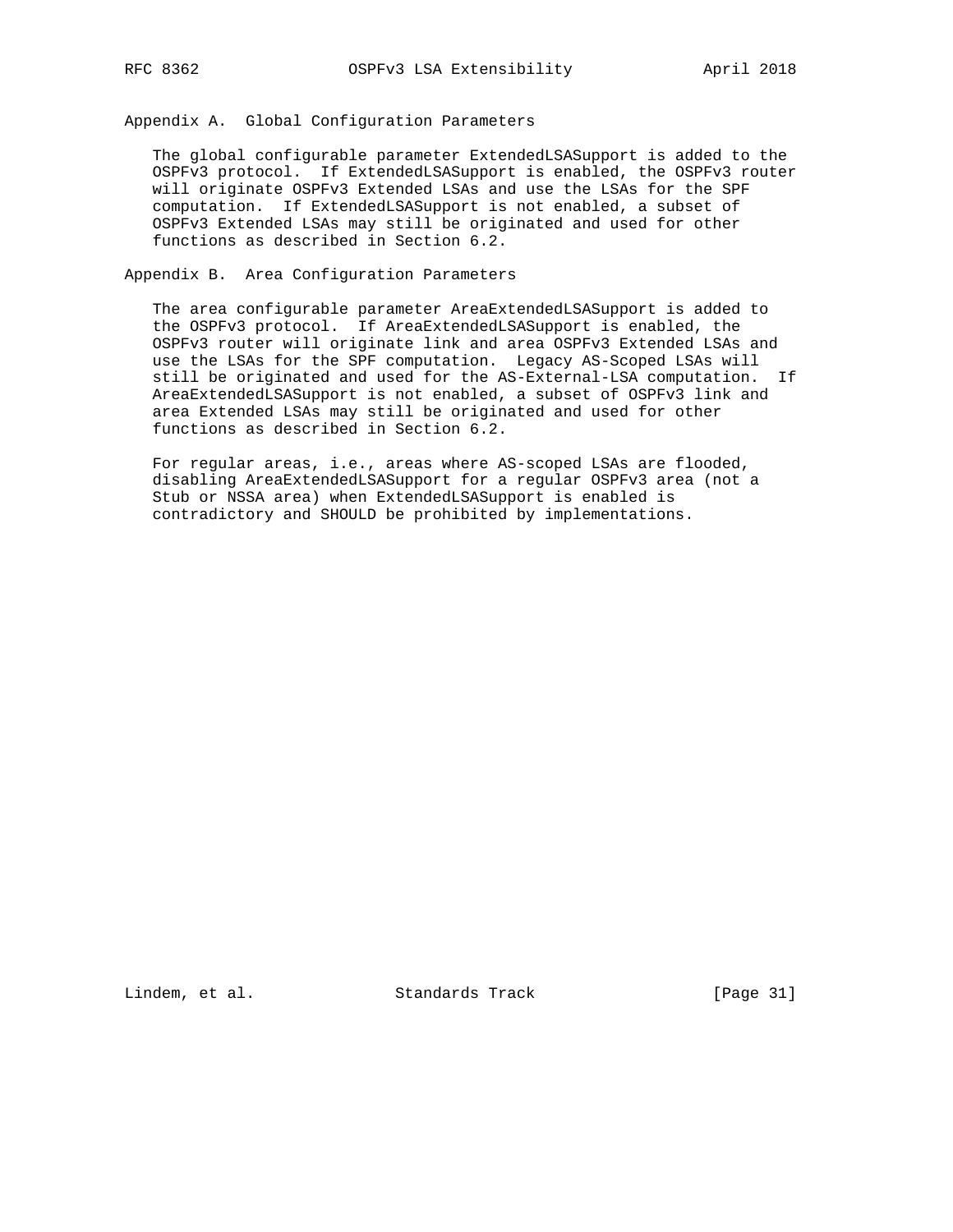## Appendix A. Global Configuration Parameters

The global configurable parameter ExtendedLSASupport is added to the OSPFv3 protocol. If ExtendedLSASupport is enabled, the OSPFv3 router will originate OSPFv3 Extended LSAs and use the LSAs for the SPF computation. If ExtendedLSASupport is not enabled, a subset of OSPFv3 Extended LSAs may still be originated and used for other functions as described in Section 6.2.

## Appendix B. Area Configuration Parameters

The area configurable parameter AreaExtendedLSASupport is added to the OSPFv3 protocol. If AreaExtendedLSASupport is enabled, the OSPFv3 router will originate link and area OSPFv3 Extended LSAs and use the LSAs for the SPF computation. Legacy AS-Scoped LSAs will still be originated and used for the AS-External-LSA computation. If AreaExtendedLSASupport is not enabled, a subset of OSPFv3 link and area Extended LSAs may still be originated and used for other functions as described in Section 6.2.

For regular areas, i.e., areas where AS-scoped LSAs are flooded, disabling AreaExtendedLSASupport for a regular OSPFv3 area (not a Stub or NSSA area) when ExtendedLSASupport is enabled is contradictory and SHOULD be prohibited by implementations.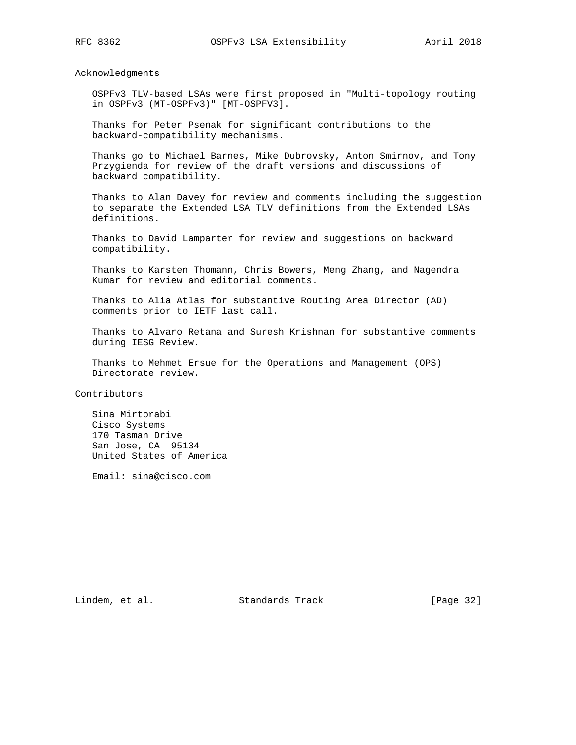## Acknowledgments

OSPFv3 TLV-based LSAs were first proposed in "Multi-topology routing in OSPFv3 (MT-OSPFv3)" [MT-OSPFV3].

Thanks for Peter Psenak for significant contributions to the backward-compatibility mechanisms.

Thanks go to Michael Barnes, Mike Dubrovsky, Anton Smirnov, and Tony Przygienda for review of the draft versions and discussions of backward compatibility.

Thanks to Alan Davey for review and comments including the suggestion to separate the Extended LSA TLV definitions from the Extended LSAs definitions.

Thanks to David Lamparter for review and suggestions on backward compatibility.

Thanks to Karsten Thomann, Chris Bowers, Meng Zhang, and Nagendra Kumar for review and editorial comments.

Thanks to Alia Atlas for substantive Routing Area Director (AD) comments prior to IETF last call.

Thanks to Alvaro Retana and Suresh Krishnan for substantive comments during IESG Review.

Thanks to Mehmet Ersue for the Operations and Management (OPS) Directorate review.

## Contributors

Sina Mirtorabi
Cisco Systems
170 Tasman Drive
San Jose, CA 95134
United States of America

Email: sina@cisco.com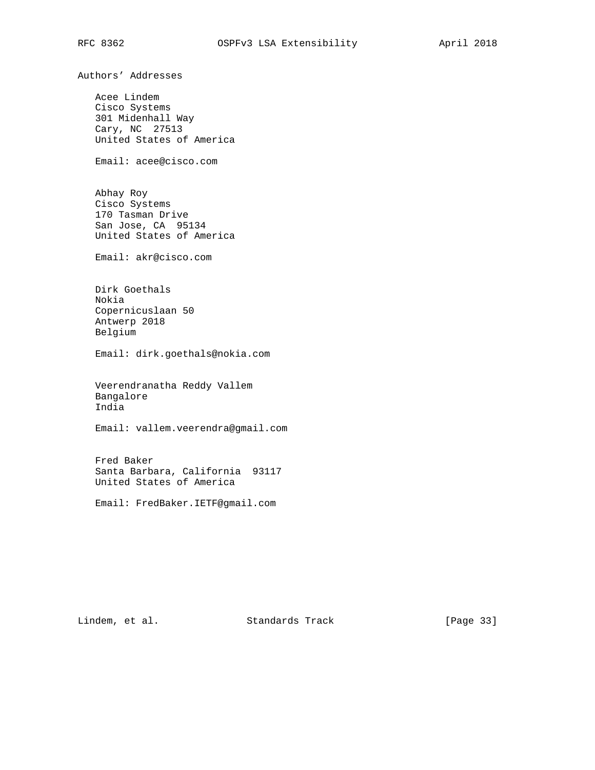# Authors' Addresses

Acee Lindem
Cisco Systems
301 Midenhall Way
Cary, NC  27513
United States of America

Email: acee@cisco.com

Abhay Roy
Cisco Systems
170 Tasman Drive
San Jose, CA  95134
United States of America

Email: akr@cisco.com

Dirk Goethals
Nokia
Copernicuslaan 50
Antwerp 2018
Belgium

Email: dirk.goethals@nokia.com

Veerendranatha Reddy Vallem
Bangalore
India

Email: vallem.veerendra@gmail.com

Fred Baker
Santa Barbara, California  93117
United States of America

Email: FredBaker.IETF@gmail.com